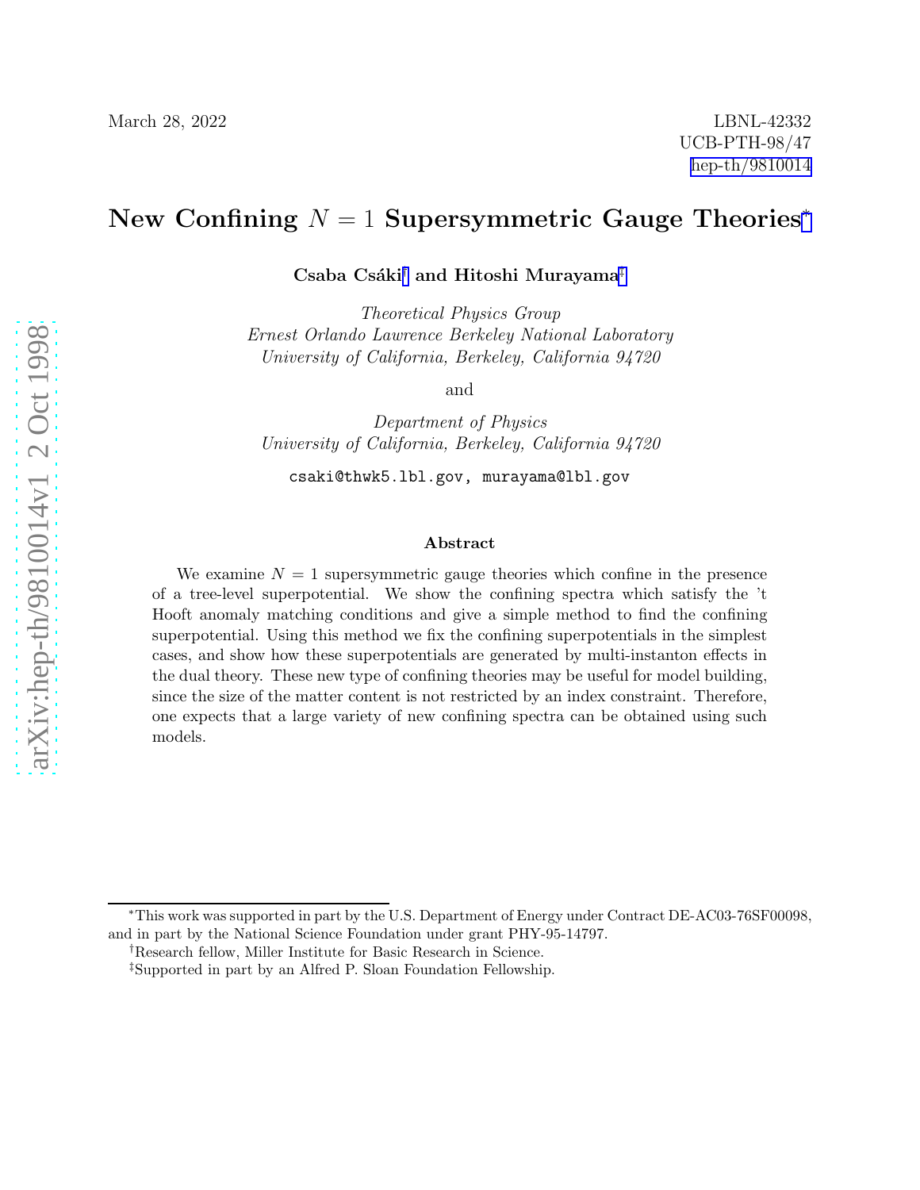March 28, 2022

LBNL-42332
UCB-PTH-98/47
hep-th/9810014

# New Confining $N = 1$ Supersymmetric Gauge Theories*

**Csaba Csáki[†] and Hitoshi Murayama[‡]**

*Theoretical Physics Group*
*Ernest Orlando Lawrence Berkeley National Laboratory*
*University of California, Berkeley, California 94720*

and

*Department of Physics*
*University of California, Berkeley, California 94720*

`csaki@thwk5.lbl.gov, murayama@lbl.gov`

### Abstract

We examine $N = 1$ supersymmetric gauge theories which confine in the presence of a tree-level superpotential. We show the confining spectra which satisfy the 't Hooft anomaly matching conditions and give a simple method to find the confining superpotential. Using this method we fix the confining superpotentials in the simplest cases, and show how these superpotentials are generated by multi-instanton effects in the dual theory. These new type of confining theories may be useful for model building, since the size of the matter content is not restricted by an index constraint. Therefore, one expects that a large variety of new confining spectra can be obtained using such models.

---

*This work was supported in part by the U.S. Department of Energy under Contract DE-AC03-76SF00098, and in part by the National Science Foundation under grant PHY-95-14797.

[†]Research fellow, Miller Institute for Basic Research in Science.

[‡]Supported in part by an Alfred P. Sloan Foundation Fellowship.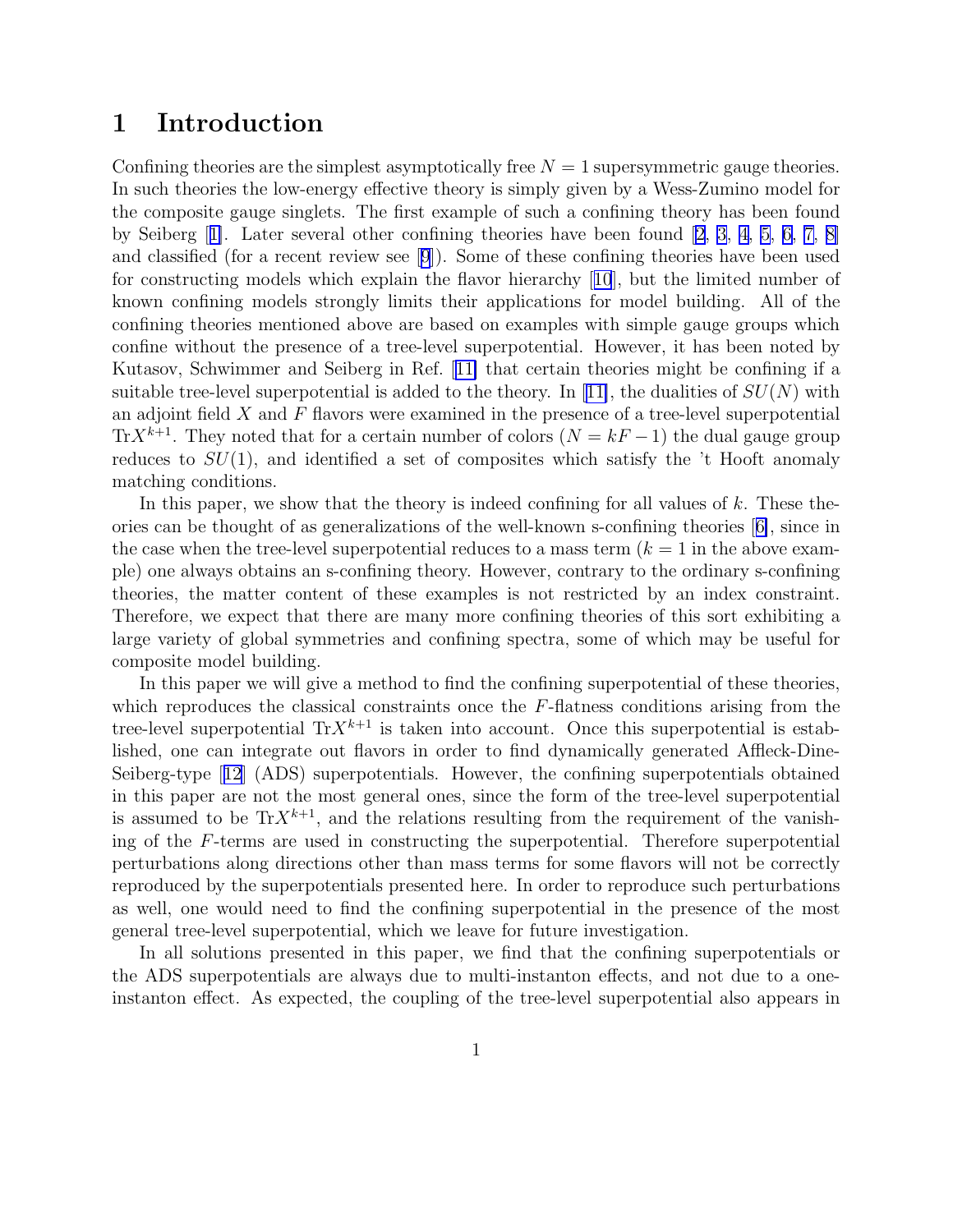# 1 Introduction

Confining theories are the simplest asymptotically free $N = 1$ supersymmetric gauge theories. In such theories the low-energy effective theory is simply given by a Wess-Zumino model for the composite gauge singlets. The first example of such a confining theory has been found by Seiberg [1]. Later several other confining theories have been found [2, 3, 4, 5, 6, 7, 8] and classified (for a recent review see [9]). Some of these confining theories have been used for constructing models which explain the flavor hierarchy [10], but the limited number of known confining models strongly limits their applications for model building. All of the confining theories mentioned above are based on examples with simple gauge groups which confine without the presence of a tree-level superpotential. However, it has been noted by Kutasov, Schwimmer and Seiberg in Ref. [11] that certain theories might be confining if a suitable tree-level superpotential is added to the theory. In [11], the dualities of $SU(N)$ with an adjoint field $X$ and $F$ flavors were examined in the presence of a tree-level superpotential $\mathrm{Tr}X^{k+1}$. They noted that for a certain number of colors ($N = kF - 1$) the dual gauge group reduces to $SU(1)$, and identified a set of composites which satisfy the 't Hooft anomaly matching conditions.

In this paper, we show that the theory is indeed confining for all values of $k$. These theories can be thought of as generalizations of the well-known s-confining theories [6], since in the case when the tree-level superpotential reduces to a mass term ($k = 1$ in the above example) one always obtains an s-confining theory. However, contrary to the ordinary s-confining theories, the matter content of these examples is not restricted by an index constraint. Therefore, we expect that there are many more confining theories of this sort exhibiting a large variety of global symmetries and confining spectra, some of which may be useful for composite model building.

In this paper we will give a method to find the confining superpotential of these theories, which reproduces the classical constraints once the $F$-flatness conditions arising from the tree-level superpotential $\mathrm{Tr}X^{k+1}$ is taken into account. Once this superpotential is established, one can integrate out flavors in order to find dynamically generated Affleck-Dine-Seiberg-type [12] (ADS) superpotentials. However, the confining superpotentials obtained in this paper are not the most general ones, since the form of the tree-level superpotential is assumed to be $\mathrm{Tr}X^{k+1}$, and the relations resulting from the requirement of the vanishing of the $F$-terms are used in constructing the superpotential. Therefore superpotential perturbations along directions other than mass terms for some flavors will not be correctly reproduced by the superpotentials presented here. In order to reproduce such perturbations as well, one would need to find the confining superpotential in the presence of the most general tree-level superpotential, which we leave for future investigation.

In all solutions presented in this paper, we find that the confining superpotentials or the ADS superpotentials are always due to multi-instanton effects, and not due to a one-instanton effect. As expected, the coupling of the tree-level superpotential also appears in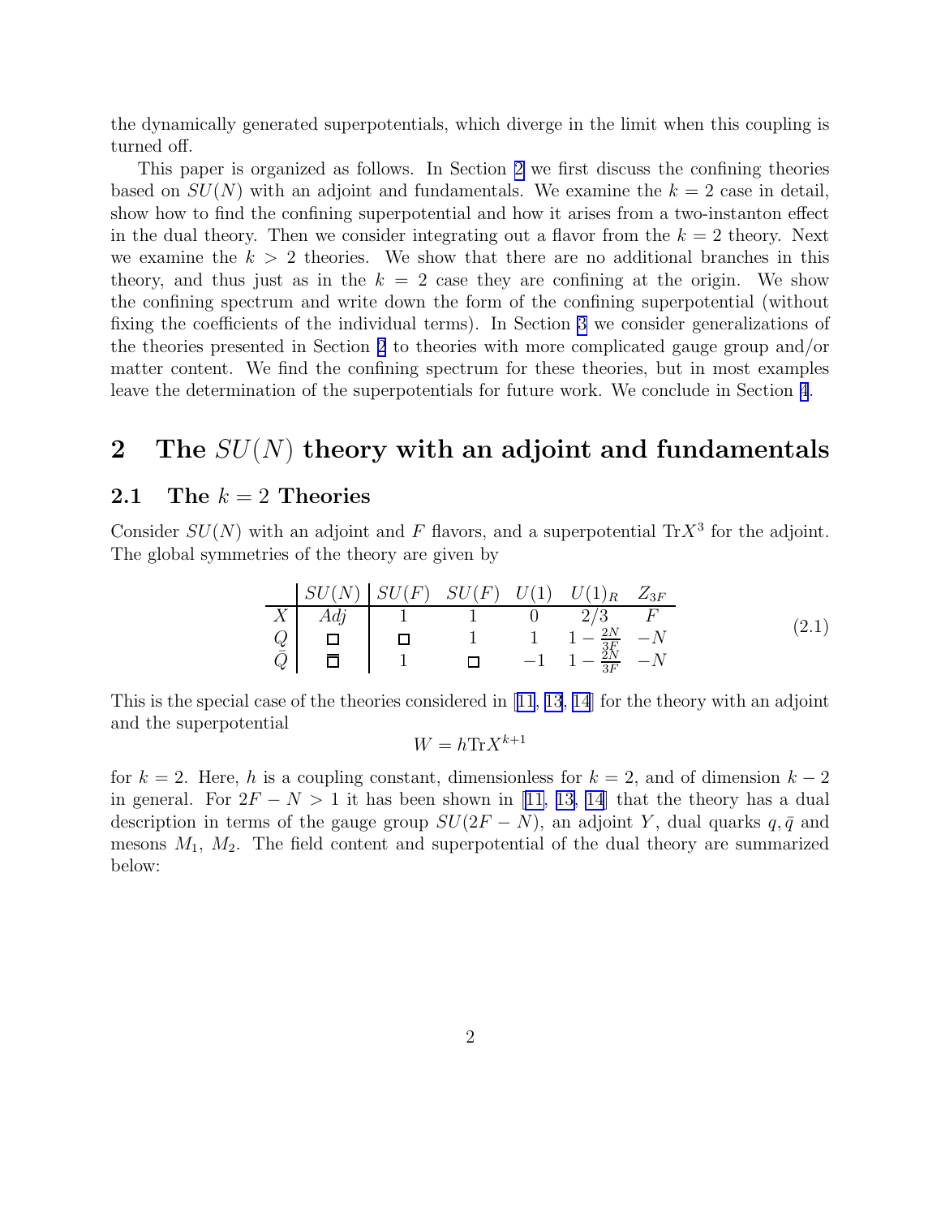the dynamically generated superpotentials, which diverge in the limit when this coupling is turned off.

This paper is organized as follows. In Section 2 we first discuss the confining theories based on $SU(N)$ with an adjoint and fundamentals. We examine the $k = 2$ case in detail, show how to find the confining superpotential and how it arises from a two-instanton effect in the dual theory. Then we consider integrating out a flavor from the $k = 2$ theory. Next we examine the $k > 2$ theories. We show that there are no additional branches in this theory, and thus just as in the $k = 2$ case they are confining at the origin. We show the confining spectrum and write down the form of the confining superpotential (without fixing the coefficients of the individual terms). In Section 3 we consider generalizations of the theories presented in Section 2 to theories with more complicated gauge group and/or matter content. We find the confining spectrum for these theories, but in most examples leave the determination of the superpotentials for future work. We conclude in Section 4.

## 2 The $SU(N)$ theory with an adjoint and fundamentals

### 2.1 The $k = 2$ Theories

Consider $SU(N)$ with an adjoint and $F$ flavors, and a superpotential $\text{Tr}X^3$ for the adjoint. The global symmetries of the theory are given by

$$
\begin{array}{c|c|cccccc}
 & SU(N) & SU(F) & SU(F) & U(1) & U(1)_R & Z_{3F} \\
\hline
X & Adj & 1 & 1 & 0 & 2/3 & F \\
Q & \square & \square & 1 & 1 & 1-\frac{2N}{3F} & -N \\
\bar{Q} & \overline{\square} & 1 & \square & -1 & 1-\frac{2N}{3F} & -N
\end{array}
\tag{2.1}
$$

This is the special case of the theories considered in [11, 13, 14] for the theory with an adjoint and the superpotential

$$W = h\text{Tr}X^{k+1}$$

for $k = 2$. Here, $h$ is a coupling constant, dimensionless for $k = 2$, and of dimension $k - 2$ in general. For $2F - N > 1$ it has been shown in [11, 13, 14] that the theory has a dual description in terms of the gauge group $SU(2F - N)$, an adjoint $Y$, dual quarks $q, \bar{q}$ and mesons $M_1$, $M_2$. The field content and superpotential of the dual theory are summarized below: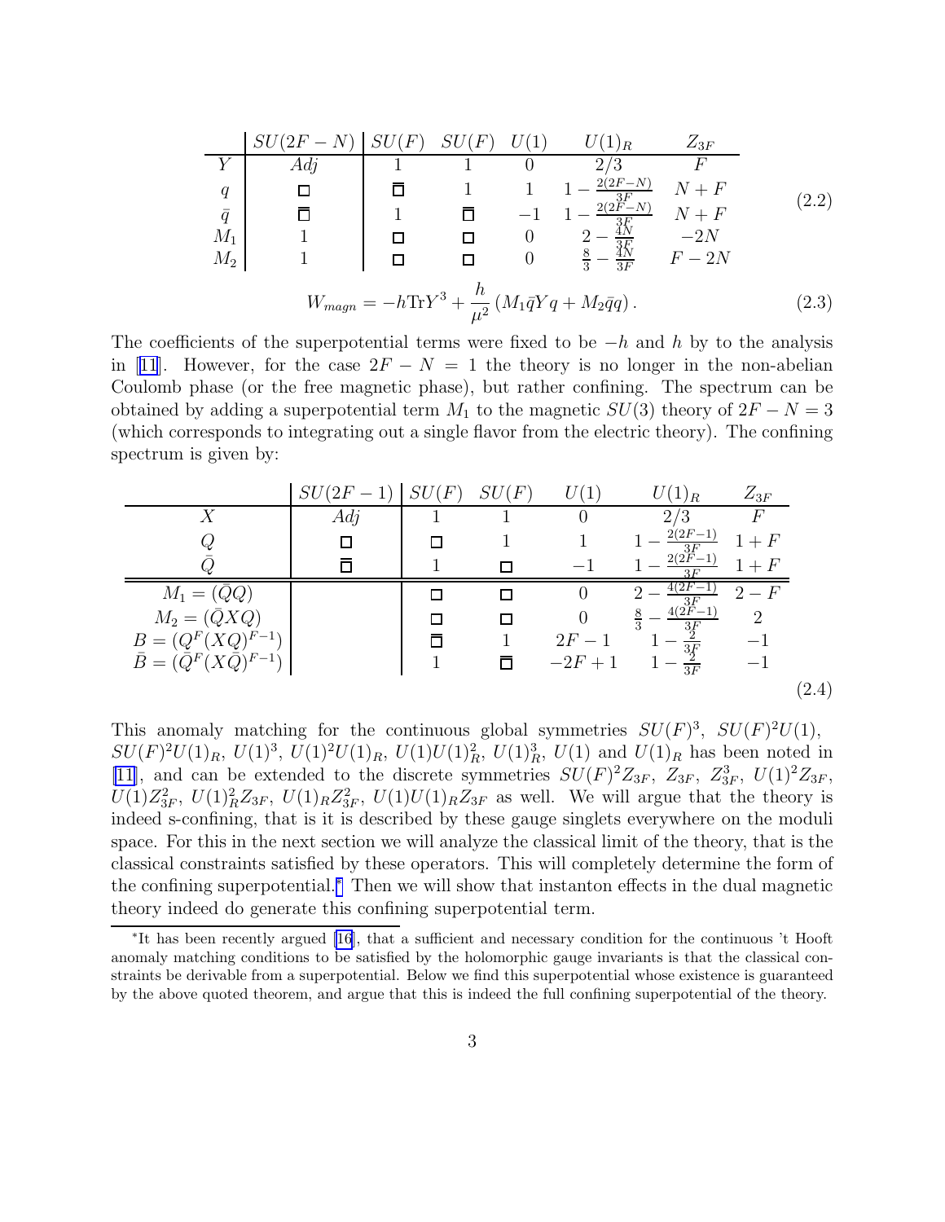|  | $SU(2F-N)$ | $SU(F)$ | $SU(F)$ | $U(1)$ | $U(1)_R$ | $Z_{3F}$ |
|---|---|---|---|---|---|---|
| $Y$ | $Adj$ | 1 | 1 | 0 | $2/3$ | $F$ |
| $q$ | $\square$ | $\bar{\square}$ | 1 | 1 | $1-\frac{2(2F-N)}{3F}$ | $N+F$ |
| $\bar{q}$ | $\bar{\square}$ | 1 | $\bar{\square}$ | $-1$ | $1-\frac{2(2F-N)}{3F}$ | $N+F$ |
| $M_1$ | 1 | $\square$ | $\square$ | 0 | $2-\frac{4N}{3F}$ | $-2N$ |
| $M_2$ | 1 | $\square$ | $\square$ | 0 | $\frac{8}{3}-\frac{4N}{3F}$ | $F-2N$ |

(2.2)

$$W_{magn} = -h\mathrm{Tr}Y^3 + \frac{h}{\mu^2}\left(M_1\bar{q}Yq + M_2\bar{q}q\right). \tag{2.3}$$

The coefficients of the superpotential terms were fixed to be $-h$ and $h$ by to the analysis in [11]. However, for the case $2F-N=1$ the theory is no longer in the non-abelian Coulomb phase (or the free magnetic phase), but rather confining. The spectrum can be obtained by adding a superpotential term $M_1$ to the magnetic $SU(3)$ theory of $2F-N=3$ (which corresponds to integrating out a single flavor from the electric theory). The confining spectrum is given by:

|  | $SU(2F-1)$ | $SU(F)$ | $SU(F)$ | $U(1)$ | $U(1)_R$ | $Z_{3F}$ |
|---|---|---|---|---|---|---|
| $X$ | $Adj$ | 1 | 1 | 0 | $2/3$ | $F$ |
| $Q$ | $\square$ | $\square$ | 1 | 1 | $1-\frac{2(2F-1)}{3F}$ | $1+F$ |
| $\bar{Q}$ | $\bar{\square}$ | 1 | $\square$ | $-1$ | $1-\frac{2(2F-1)}{3F}$ | $1+F$ |
| $M_1=(\bar{Q}Q)$ |  | $\square$ | $\square$ | 0 | $2-\frac{4(2F-1)}{3F}$ | $2-F$ |
| $M_2=(\bar{Q}XQ)$ |  | $\square$ | $\square$ | 0 | $\frac{8}{3}-\frac{4(2F-1)}{3F}$ | 2 |
| $B=(Q^F(XQ)^{F-1})$ |  | $\bar{\square}$ | 1 | $2F-1$ | $1-\frac{2}{3F}$ | $-1$ |
| $\bar{B}=(\bar{Q}^F(X\bar{Q})^{F-1})$ |  | 1 | $\bar{\square}$ | $-2F+1$ | $1-\frac{2}{3F}$ | $-1$ |

(2.4)

This anomaly matching for the continuous global symmetries $SU(F)^3$, $SU(F)^2U(1)$, $SU(F)^2U(1)_R$, $U(1)^3$, $U(1)^2U(1)_R$, $U(1)U(1)_R^2$, $U(1)_R^3$, $U(1)$ and $U(1)_R$ has been noted in [11], and can be extended to the discrete symmetries $SU(F)^2Z_{3F}$, $Z_{3F}$, $Z_{3F}^3$, $U(1)^2Z_{3F}$, $U(1)Z_{3F}^2$, $U(1)_R^2Z_{3F}$, $U(1)_RZ_{3F}^2$, $U(1)U(1)_RZ_{3F}$ as well. We will argue that the theory is indeed s-confining, that is it is described by these gauge singlets everywhere on the moduli space. For this in the next section we will analyze the classical limit of the theory, that is the classical constraints satisfied by these operators. This will completely determine the form of the confining superpotential.* Then we will show that instanton effects in the dual magnetic theory indeed do generate this confining superpotential term.

*It has been recently argued [16], that a sufficient and necessary condition for the continuous 't Hooft anomaly matching conditions to be satisfied by the holomorphic gauge invariants is that the classical constraints be derivable from a superpotential. Below we find this superpotential whose existence is guaranteed by the above quoted theorem, and argue that this is indeed the full confining superpotential of the theory.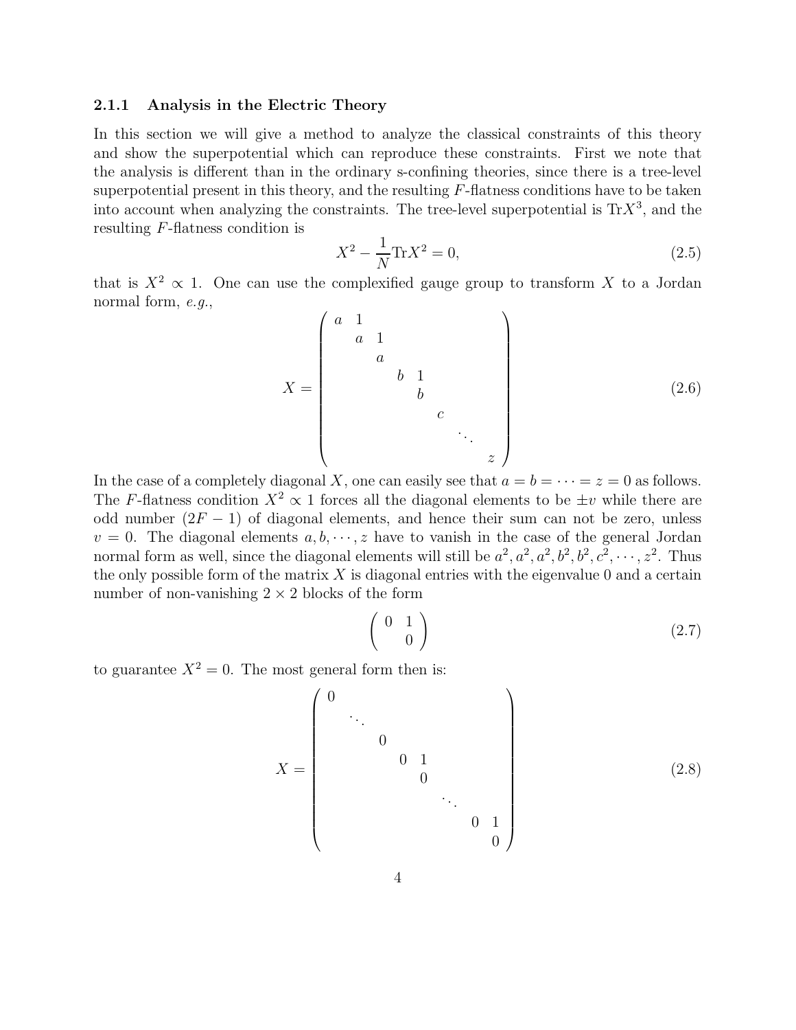### 2.1.1 Analysis in the Electric Theory

In this section we will give a method to analyze the classical constraints of this theory and show the superpotential which can reproduce these constraints. First we note that the analysis is different than in the ordinary s-confining theories, since there is a tree-level superpotential present in this theory, and the resulting $F$-flatness conditions have to be taken into account when analyzing the constraints. The tree-level superpotential is $\mathrm{Tr}X^3$, and the resulting $F$-flatness condition is

$$X^2 - \frac{1}{N}\mathrm{Tr}X^2 = 0, \tag{2.5}$$

that is $X^2 \propto 1$. One can use the complexified gauge group to transform $X$ to a Jordan normal form, *e.g.*,

$$X = \begin{pmatrix} a & 1 & & & & & & \\ & a & 1 & & & & & \\ & & a & & & & & \\ & & & b & 1 & & & \\ & & & & b & & & \\ & & & & & c & & \\ & & & & & & \ddots & \\ & & & & & & & z \end{pmatrix} \tag{2.6}$$

In the case of a completely diagonal $X$, one can easily see that $a = b = \cdots = z = 0$ as follows. The $F$-flatness condition $X^2 \propto 1$ forces all the diagonal elements to be $\pm v$ while there are odd number $(2F-1)$ of diagonal elements, and hence their sum can not be zero, unless $v = 0$. The diagonal elements $a, b, \cdots, z$ have to vanish in the case of the general Jordan normal form as well, since the diagonal elements will still be $a^2, a^2, a^2, b^2, b^2, c^2, \cdots, z^2$. Thus the only possible form of the matrix $X$ is diagonal entries with the eigenvalue 0 and a certain number of non-vanishing $2 \times 2$ blocks of the form

$$\begin{pmatrix} 0 & 1 \\ & 0 \end{pmatrix} \tag{2.7}$$

to guarantee $X^2 = 0$. The most general form then is:

$$X = \begin{pmatrix} 0 & & & & & & & \\ & \ddots & & & & & & \\ & & 0 & & & & & \\ & & & 0 & 1 & & & \\ & & & & 0 & & & \\ & & & & & \ddots & & \\ & & & & & & 0 & 1 \\ & & & & & & & 0 \end{pmatrix} \tag{2.8}$$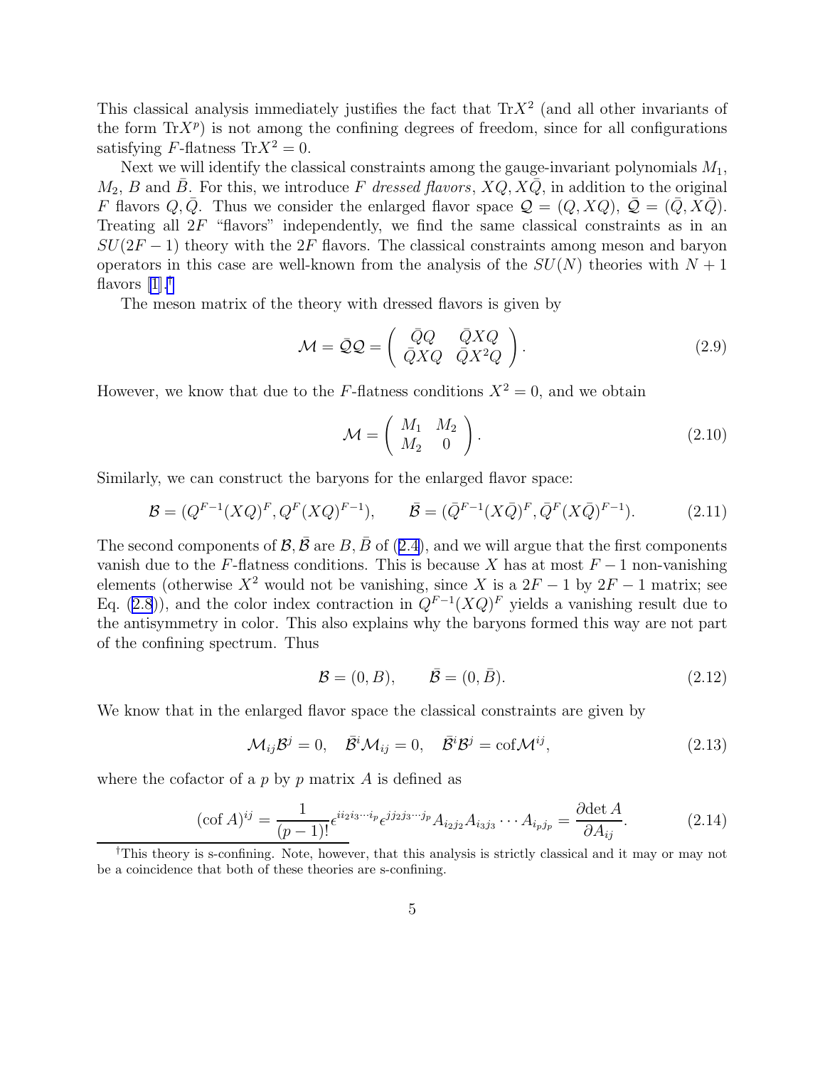This classical analysis immediately justifies the fact that $\mathrm{Tr}X^2$ (and all other invariants of the form $\mathrm{Tr}X^p$) is not among the confining degrees of freedom, since for all configurations satisfying $F$-flatness $\mathrm{Tr}X^2 = 0$.

Next we will identify the classical constraints among the gauge-invariant polynomials $M_1$, $M_2$, $B$ and $\bar{B}$. For this, we introduce $F$ *dressed flavors*, $XQ, X\bar{Q}$, in addition to the original $F$ flavors $Q, \bar{Q}$. Thus we consider the enlarged flavor space $\mathcal{Q} = (Q, XQ)$, $\bar{\mathcal{Q}} = (\bar{Q}, X\bar{Q})$. Treating all $2F$ "flavors" independently, we find the same classical constraints as in an $SU(2F-1)$ theory with the $2F$ flavors. The classical constraints among meson and baryon operators in this case are well-known from the analysis of the $SU(N)$ theories with $N+1$ flavors [1].[†]

The meson matrix of the theory with dressed flavors is given by

$$\mathcal{M} = \bar{\mathcal{Q}}\mathcal{Q} = \left( \begin{array}{cc} \bar{Q}Q & \bar{Q}XQ \\ \bar{Q}XQ & \bar{Q}X^2Q \end{array} \right). \tag{2.9}$$

However, we know that due to the $F$-flatness conditions $X^2 = 0$, and we obtain

$$\mathcal{M} = \left( \begin{array}{cc} M_1 & M_2 \\ M_2 & 0 \end{array} \right). \tag{2.10}$$

Similarly, we can construct the baryons for the enlarged flavor space:

$$\mathcal{B} = (Q^{F-1}(XQ)^F, Q^F(XQ)^{F-1}), \qquad \bar{\mathcal{B}} = (\bar{Q}^{F-1}(X\bar{Q})^F, \bar{Q}^F(X\bar{Q})^{F-1}). \tag{2.11}$$

The second components of $\mathcal{B}, \bar{\mathcal{B}}$ are $B, \bar{B}$ of (2.4), and we will argue that the first components vanish due to the $F$-flatness conditions. This is because $X$ has at most $F-1$ non-vanishing elements (otherwise $X^2$ would not be vanishing, since $X$ is a $2F-1$ by $2F-1$ matrix; see Eq. (2.8)), and the color index contraction in $Q^{F-1}(XQ)^F$ yields a vanishing result due to the antisymmetry in color. This also explains why the baryons formed this way are not part of the confining spectrum. Thus

$$\mathcal{B} = (0, B), \qquad \bar{\mathcal{B}} = (0, \bar{B}). \tag{2.12}$$

We know that in the enlarged flavor space the classical constraints are given by

$$\mathcal{M}_{ij}\mathcal{B}^j = 0, \quad \bar{\mathcal{B}}^i\mathcal{M}_{ij} = 0, \quad \bar{\mathcal{B}}^i\mathcal{B}^j = \mathrm{cof}\mathcal{M}^{ij}, \tag{2.13}$$

where the cofactor of a $p$ by $p$ matrix $A$ is defined as

$$(\mathrm{cof}\,A)^{ij} = \frac{1}{(p-1)!}\epsilon^{ii_2i_3\cdots i_p}\epsilon^{jj_2j_3\cdots j_p}A_{i_2j_2}A_{i_3j_3}\cdots A_{i_pj_p} = \frac{\partial \det A}{\partial A_{ij}}. \tag{2.14}$$

[†]This theory is s-confining. Note, however, that this analysis is strictly classical and it may or may not be a coincidence that both of these theories are s-confining.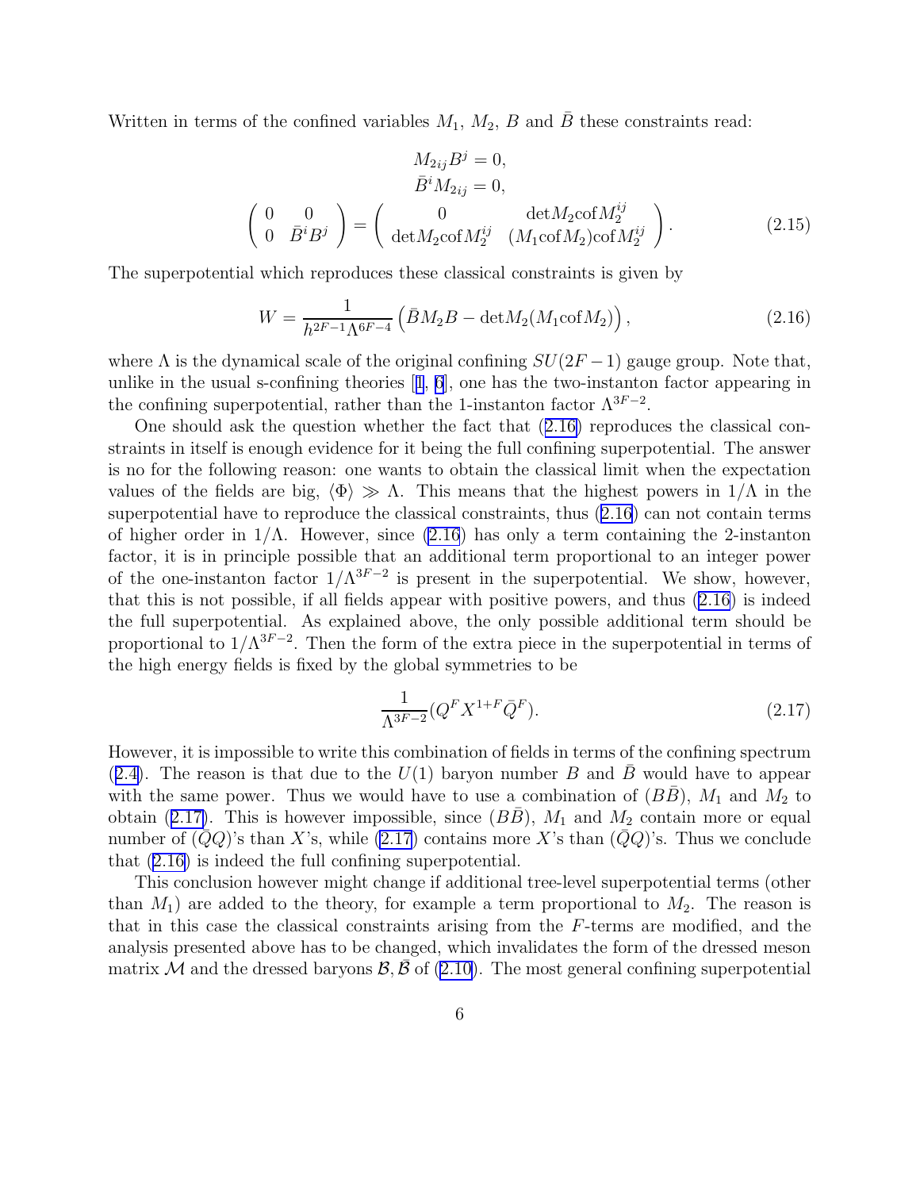Written in terms of the confined variables $M_1$, $M_2$, $B$ and $\bar{B}$ these constraints read:

$$
\begin{gathered}
M_{2ij} B^j = 0, \\
\bar{B}^i M_{2ij} = 0, \\
\left( \begin{array}{cc} 0 & 0 \\ 0 & \bar{B}^i B^j \end{array} \right) = \left( \begin{array}{cc} 0 & \det M_2 \text{cof} M_2^{ij} \\ \det M_2 \text{cof} M_2^{ij} & (M_1 \text{cof} M_2) \text{cof} M_2^{ij} \end{array} \right).
\end{gathered} \tag{2.15}
$$

The superpotential which reproduces these classical constraints is given by

$$
W = \frac{1}{h^{2F-1} \Lambda^{6F-4}} \left( \bar{B} M_2 B - \det M_2 (M_1 \text{cof} M_2) \right), \tag{2.16}
$$

where $\Lambda$ is the dynamical scale of the original confining $SU(2F-1)$ gauge group. Note that, unlike in the usual s-confining theories [1, 6], one has the two-instanton factor appearing in the confining superpotential, rather than the 1-instanton factor $\Lambda^{3F-2}$.

One should ask the question whether the fact that (2.16) reproduces the classical constraints in itself is enough evidence for it being the full confining superpotential. The answer is no for the following reason: one wants to obtain the classical limit when the expectation values of the fields are big, $\langle \Phi \rangle \gg \Lambda$. This means that the highest powers in $1/\Lambda$ in the superpotential have to reproduce the classical constraints, thus (2.16) can not contain terms of higher order in $1/\Lambda$. However, since (2.16) has only a term containing the 2-instanton factor, it is in principle possible that an additional term proportional to an integer power of the one-instanton factor $1/\Lambda^{3F-2}$ is present in the superpotential. We show, however, that this is not possible, if all fields appear with positive powers, and thus (2.16) is indeed the full superpotential. As explained above, the only possible additional term should be proportional to $1/\Lambda^{3F-2}$. Then the form of the extra piece in the superpotential in terms of the high energy fields is fixed by the global symmetries to be

$$
\frac{1}{\Lambda^{3F-2}} (Q^F X^{1+F} \bar{Q}^F). \tag{2.17}
$$

However, it is impossible to write this combination of fields in terms of the confining spectrum (2.4). The reason is that due to the $U(1)$ baryon number $B$ and $\bar{B}$ would have to appear with the same power. Thus we would have to use a combination of $(B\bar{B})$, $M_1$ and $M_2$ to obtain (2.17). This is however impossible, since $(B\bar{B})$, $M_1$ and $M_2$ contain more or equal number of $(\bar{Q}Q)$'s than $X$'s, while (2.17) contains more $X$'s than $(\bar{Q}Q)$'s. Thus we conclude that (2.16) is indeed the full confining superpotential.

This conclusion however might change if additional tree-level superpotential terms (other than $M_1$) are added to the theory, for example a term proportional to $M_2$. The reason is that in this case the classical constraints arising from the $F$-terms are modified, and the analysis presented above has to be changed, which invalidates the form of the dressed meson matrix $\mathcal{M}$ and the dressed baryons $\mathcal{B}, \bar{\mathcal{B}}$ of (2.10). The most general confining superpotential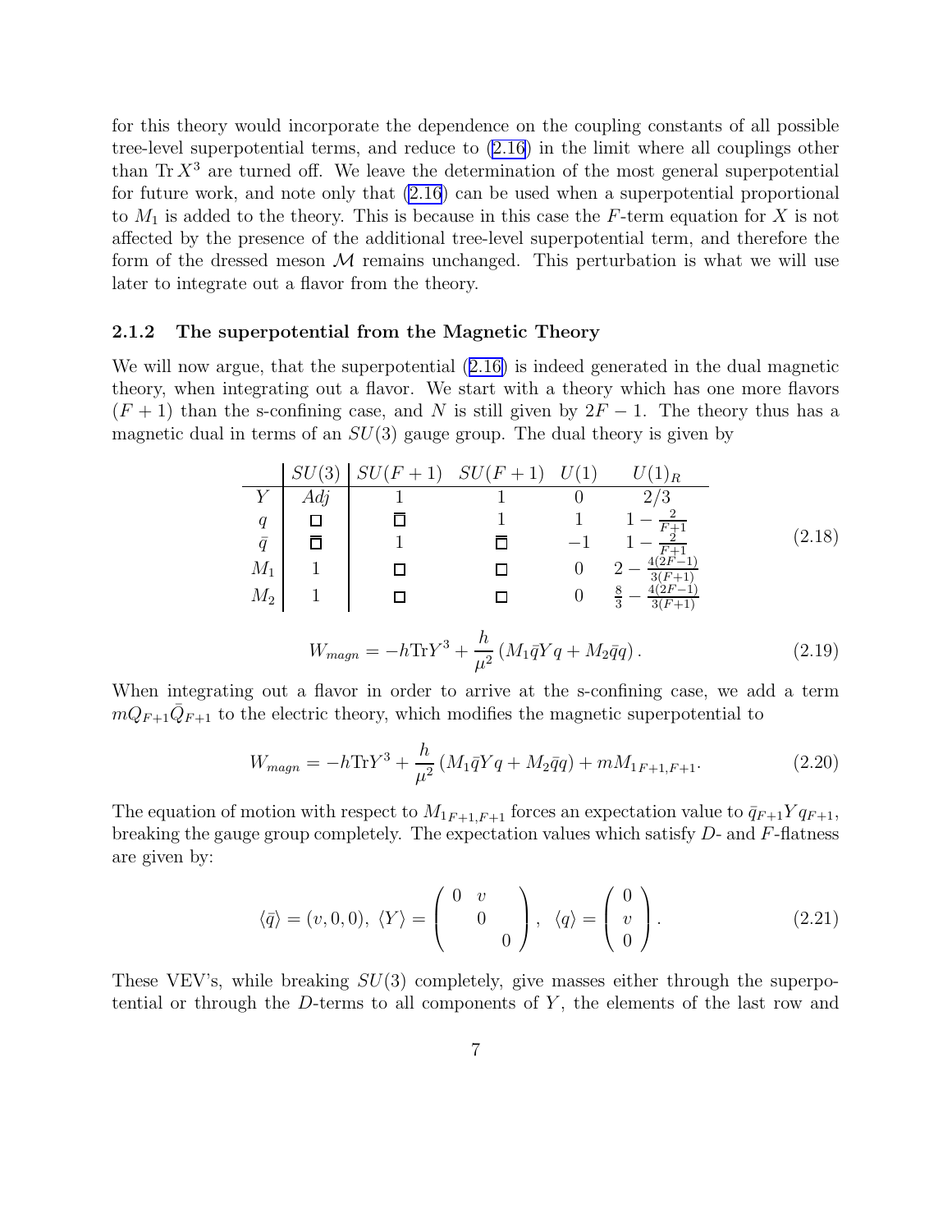for this theory would incorporate the dependence on the coupling constants of all possible tree-level superpotential terms, and reduce to (2.16) in the limit where all couplings other than $\mathrm{Tr}\, X^3$ are turned off. We leave the determination of the most general superpotential for future work, and note only that (2.16) can be used when a superpotential proportional to $M_1$ is added to the theory. This is because in this case the $F$-term equation for $X$ is not affected by the presence of the additional tree-level superpotential term, and therefore the form of the dressed meson $\mathcal{M}$ remains unchanged. This perturbation is what we will use later to integrate out a flavor from the theory.

### 2.1.2 The superpotential from the Magnetic Theory

We will now argue, that the superpotential (2.16) is indeed generated in the dual magnetic theory, when integrating out a flavor. We start with a theory which has one more flavors $(F+1)$ than the s-confining case, and $N$ is still given by $2F-1$. The theory thus has a magnetic dual in terms of an $SU(3)$ gauge group. The dual theory is given by

|  | $SU(3)$ | $SU(F+1)$ | $SU(F+1)$ | $U(1)$ | $U(1)_R$ |
|---|---|---|---|---|---|
| $Y$ | $Adj$ | 1 | 1 | 0 | $2/3$ |
| $q$ | $\square$ | $\overline{\square}$ | 1 | 1 | $1-\frac{2}{F+1}$ |
| $\bar{q}$ | $\overline{\square}$ | 1 | $\overline{\square}$ | $-1$ | $1-\frac{2}{F+1}$ |
| $M_1$ | 1 | $\square$ | $\square$ | 0 | $2-\frac{4(2F-1)}{3(F+1)}$ |
| $M_2$ | 1 | $\square$ | $\square$ | 0 | $\frac{8}{3}-\frac{4(2F-1)}{3(F+1)}$ |

(2.18)

$$W_{magn} = -h \mathrm{Tr} Y^3 + \frac{h}{\mu^2}\left(M_1 \bar{q} Y q + M_2 \bar{q} q\right). \tag{2.19}$$

When integrating out a flavor in order to arrive at the s-confining case, we add a term $mQ_{F+1}\bar{Q}_{F+1}$ to the electric theory, which modifies the magnetic superpotential to

$$W_{magn} = -h \mathrm{Tr} Y^3 + \frac{h}{\mu^2}\left(M_1 \bar{q} Y q + M_2 \bar{q} q\right) + m M_{1\,F+1,F+1}. \tag{2.20}$$

The equation of motion with respect to $M_{1\,F+1,F+1}$ forces an expectation value to $\bar{q}_{F+1} Y q_{F+1}$, breaking the gauge group completely. The expectation values which satisfy $D$- and $F$-flatness are given by:

$$\langle \bar{q} \rangle = (v,0,0),\ \langle Y \rangle = \begin{pmatrix} 0 & v & \\ & 0 & \\ & & 0 \end{pmatrix},\ \langle q \rangle = \begin{pmatrix} 0 \\ v \\ 0 \end{pmatrix}. \tag{2.21}$$

These VEV's, while breaking $SU(3)$ completely, give masses either through the superpotential or through the $D$-terms to all components of $Y$, the elements of the last row and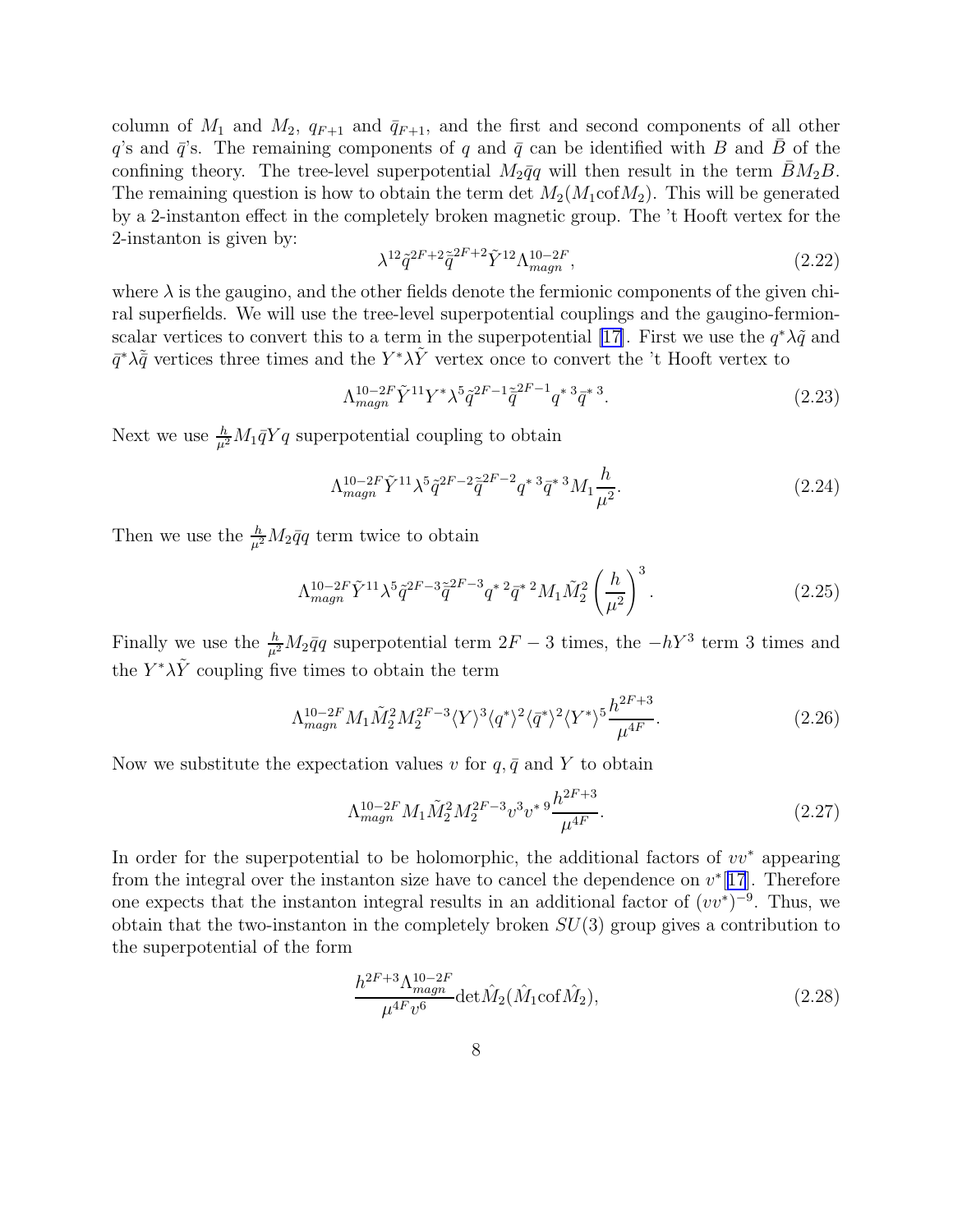column of $M_1$ and $M_2$, $q_{F+1}$ and $\bar{q}_{F+1}$, and the first and second components of all other $q$'s and $\bar{q}$'s. The remaining components of $q$ and $\bar{q}$ can be identified with $B$ and $\bar{B}$ of the confining theory. The tree-level superpotential $M_2\bar{q}q$ will then result in the term $\bar{B}M_2B$. The remaining question is how to obtain the term det $M_2(M_1\mathrm{cof}M_2)$. This will be generated by a 2-instanton effect in the completely broken magnetic group. The 't Hooft vertex for the 2-instanton is given by:

$$\lambda^{12}\tilde{q}^{2F+2}\tilde{\bar{q}}^{2F+2}\tilde{Y}^{12}\Lambda_{magn}^{10-2F}, \tag{2.22}$$

where $\lambda$ is the gaugino, and the other fields denote the fermionic components of the given chiral superfields. We will use the tree-level superpotential couplings and the gaugino-fermion-scalar vertices to convert this to a term in the superpotential [17]. First we use the $q^*\lambda\tilde{q}$ and $\bar{q}^*\lambda\tilde{\bar{q}}$ vertices three times and the $Y^*\lambda\tilde{Y}$ vertex once to convert the 't Hooft vertex to

$$\Lambda_{magn}^{10-2F}\tilde{Y}^{11}Y^*\lambda^5\tilde{q}^{2F-1}\tilde{\bar{q}}^{2F-1}q^{*\,3}\bar{q}^{*\,3}. \tag{2.23}$$

Next we use $\frac{h}{\mu^2}M_1\bar{q}Yq$ superpotential coupling to obtain

$$\Lambda_{magn}^{10-2F}\tilde{Y}^{11}\lambda^5\tilde{q}^{2F-2}\tilde{\bar{q}}^{2F-2}q^{*\,3}\bar{q}^{*\,3}M_1\frac{h}{\mu^2}. \tag{2.24}$$

Then we use the $\frac{h}{\mu^2}M_2\bar{q}q$ term twice to obtain

$$\Lambda_{magn}^{10-2F}\tilde{Y}^{11}\lambda^5\tilde{q}^{2F-3}\tilde{\bar{q}}^{2F-3}q^{*\,2}\bar{q}^{*\,2}M_1\tilde{M}_2^2\left(\frac{h}{\mu^2}\right)^3. \tag{2.25}$$

Finally we use the $\frac{h}{\mu^2}M_2\bar{q}q$ superpotential term $2F-3$ times, the $-hY^3$ term 3 times and the $Y^*\lambda\tilde{Y}$ coupling five times to obtain the term

$$\Lambda_{magn}^{10-2F}M_1\tilde{M}_2^2M_2^{2F-3}\langle Y\rangle^3\langle q^*\rangle^2\langle\bar{q}^*\rangle^2\langle Y^*\rangle^5\frac{h^{2F+3}}{\mu^{4F}}. \tag{2.26}$$

Now we substitute the expectation values $v$ for $q, \bar{q}$ and $Y$ to obtain

$$\Lambda_{magn}^{10-2F}M_1\tilde{M}_2^2M_2^{2F-3}v^3v^{*\,9}\frac{h^{2F+3}}{\mu^{4F}}. \tag{2.27}$$

In order for the superpotential to be holomorphic, the additional factors of $vv^*$ appearing from the integral over the instanton size have to cancel the dependence on $v^*$[17]. Therefore one expects that the instanton integral results in an additional factor of $(vv^*)^{-9}$. Thus, we obtain that the two-instanton in the completely broken $SU(3)$ group gives a contribution to the superpotential of the form

$$\frac{h^{2F+3}\Lambda_{magn}^{10-2F}}{\mu^{4F}v^6}\mathrm{det}\hat{M}_2(\hat{M}_1\mathrm{cof}\hat{M}_2), \tag{2.28}$$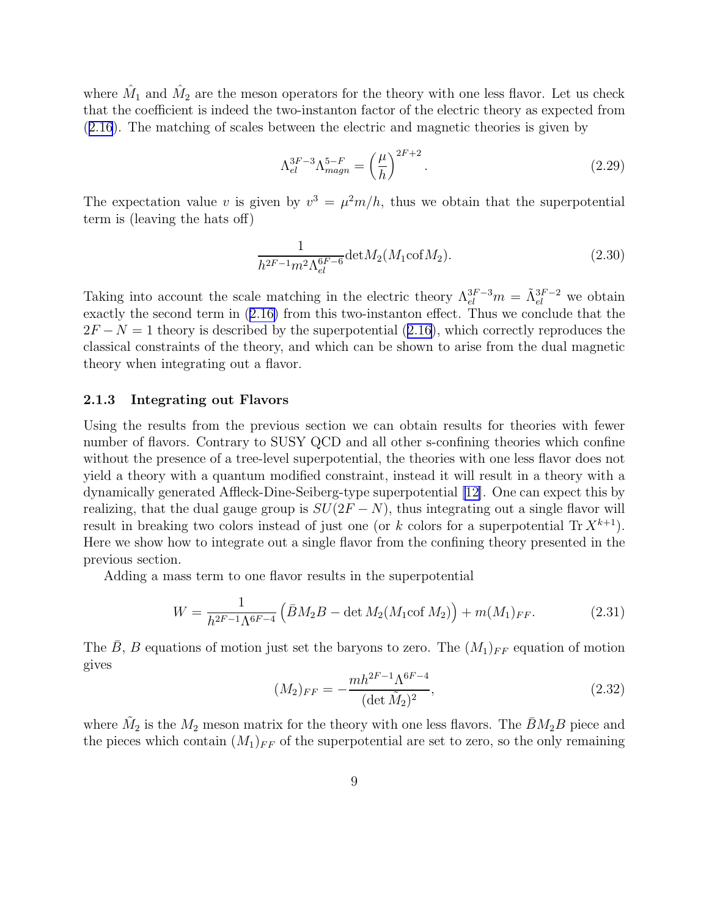where $\hat{M}_1$ and $\hat{M}_2$ are the meson operators for the theory with one less flavor. Let us check that the coefficient is indeed the two-instanton factor of the electric theory as expected from (2.16). The matching of scales between the electric and magnetic theories is given by

$$\Lambda_{el}^{3F-3}\Lambda_{magn}^{5-F} = \left(\frac{\mu}{h}\right)^{2F+2}. \tag{2.29}$$

The expectation value $v$ is given by $v^3 = \mu^2 m/h$, thus we obtain that the superpotential term is (leaving the hats off)

$$\frac{1}{h^{2F-1}m^2\Lambda_{el}^{6F-6}}\det M_2(M_1 \mathrm{cof} M_2). \tag{2.30}$$

Taking into account the scale matching in the electric theory $\Lambda_{el}^{3F-3}m = \tilde{\Lambda}_{el}^{3F-2}$ we obtain exactly the second term in (2.16) from this two-instanton effect. Thus we conclude that the $2F - N = 1$ theory is described by the superpotential (2.16), which correctly reproduces the classical constraints of the theory, and which can be shown to arise from the dual magnetic theory when integrating out a flavor.

### 2.1.3 Integrating out Flavors

Using the results from the previous section we can obtain results for theories with fewer number of flavors. Contrary to SUSY QCD and all other s-confining theories which confine without the presence of a tree-level superpotential, the theories with one less flavor does not yield a theory with a quantum modified constraint, instead it will result in a theory with a dynamically generated Affleck-Dine-Seiberg-type superpotential [12]. One can expect this by realizing, that the dual gauge group is $SU(2F-N)$, thus integrating out a single flavor will result in breaking two colors instead of just one (or $k$ colors for a superpotential $\mathrm{Tr}\, X^{k+1}$). Here we show how to integrate out a single flavor from the confining theory presented in the previous section.

Adding a mass term to one flavor results in the superpotential

$$W = \frac{1}{h^{2F-1}\Lambda^{6F-4}}\left(\bar{B}M_2B - \det M_2(M_1 \mathrm{cof}\, M_2)\right) + m(M_1)_{FF}. \tag{2.31}$$

The $\bar{B}$, $B$ equations of motion just set the baryons to zero. The $(M_1)_{FF}$ equation of motion gives

$$(M_2)_{FF} = -\frac{mh^{2F-1}\Lambda^{6F-4}}{(\det \tilde{M}_2)^2}, \tag{2.32}$$

where $\tilde{M}_2$ is the $M_2$ meson matrix for the theory with one less flavors. The $\bar{B}M_2B$ piece and the pieces which contain $(M_1)_{FF}$ of the superpotential are set to zero, so the only remaining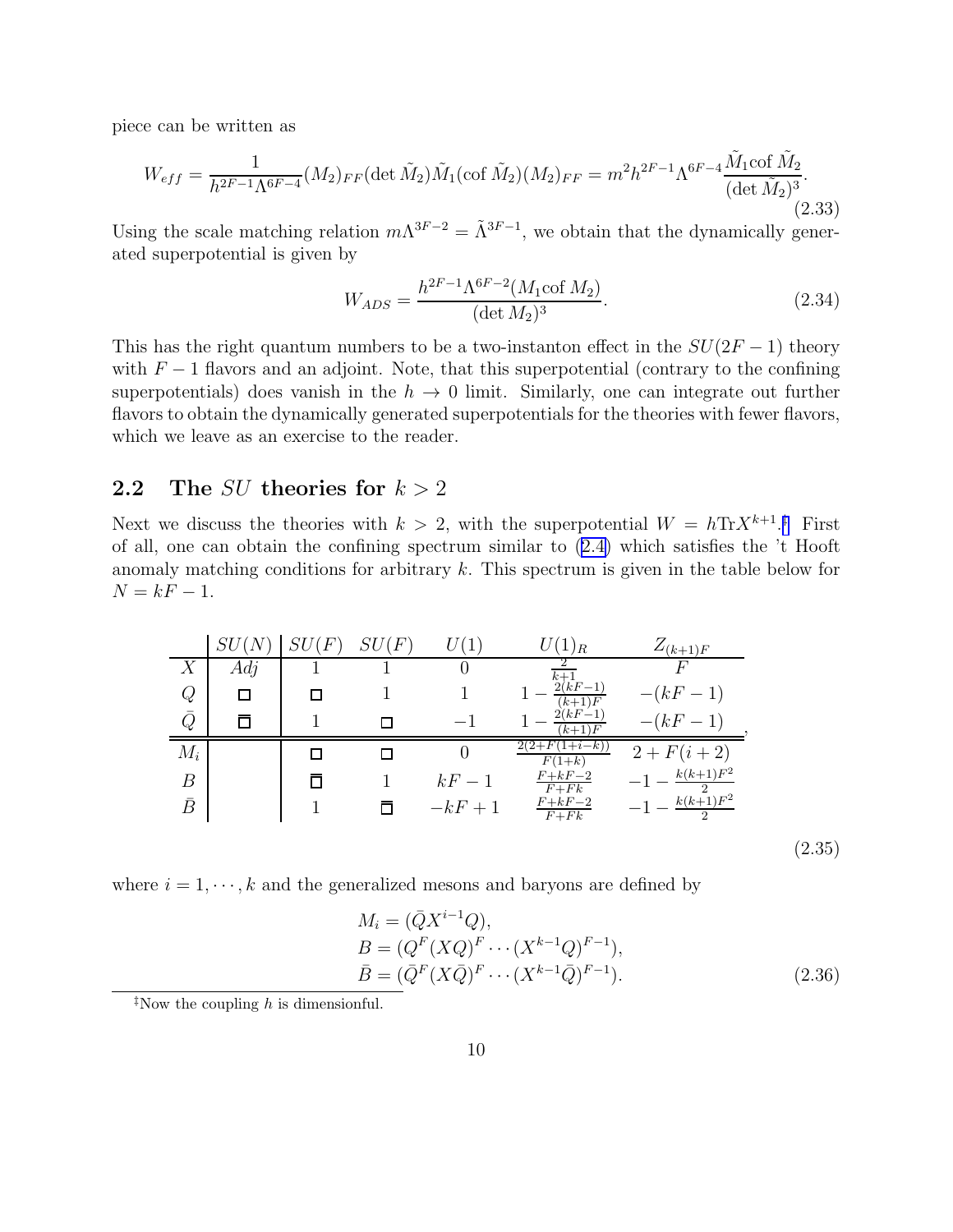piece can be written as

$$W_{eff} = \frac{1}{h^{2F-1}\Lambda^{6F-4}}(M_2)_{FF}(\det \tilde{M}_2)\tilde{M}_1(\text{cof }\tilde{M}_2)(M_2)_{FF} = m^2 h^{2F-1}\Lambda^{6F-4}\frac{\tilde{M}_1 \text{cof }\tilde{M}_2}{(\det \tilde{M}_2)^3}. \tag{2.33}$$

Using the scale matching relation $m\Lambda^{3F-2} = \tilde{\Lambda}^{3F-1}$, we obtain that the dynamically generated superpotential is given by

$$W_{ADS} = \frac{h^{2F-1}\Lambda^{6F-2}(M_1 \text{cof } M_2)}{(\det M_2)^3}. \tag{2.34}$$

This has the right quantum numbers to be a two-instanton effect in the $SU(2F-1)$ theory with $F-1$ flavors and an adjoint. Note, that this superpotential (contrary to the confining superpotentials) does vanish in the $h \to 0$ limit. Similarly, one can integrate out further flavors to obtain the dynamically generated superpotentials for the theories with fewer flavors, which we leave as an exercise to the reader.

## 2.2 The $SU$ theories for $k > 2$

Next we discuss the theories with $k > 2$, with the superpotential $W = h\text{Tr}X^{k+1}$.[‡] First of all, one can obtain the confining spectrum similar to (2.4) which satisfies the 't Hooft anomaly matching conditions for arbitrary $k$. This spectrum is given in the table below for $N = kF - 1$.

| | $SU(N)$ | $SU(F)$ | $SU(F)$ | $U(1)$ | $U(1)_R$ | $Z_{(k+1)F}$ |
|---|---|---|---|---|---|---|
| $X$ | $Adj$ | 1 | 1 | 0 | $\frac{2}{k+1}$ | $F$ |
| $Q$ | $\square$ | $\square$ | 1 | 1 | $1 - \frac{2(kF-1)}{(k+1)F}$ | $-(kF-1)$ |
| $\bar{Q}$ | $\bar{\square}$ | 1 | $\square$ | $-1$ | $1 - \frac{2(kF-1)}{(k+1)F}$ | $-(kF-1)$ |
| $M_i$ | | $\square$ | $\square$ | 0 | $\frac{2(2+F(1+i-k))}{F(1+k)}$ | $2 + F(i+2)$ |
| $B$ | | $\bar{\square}$ | 1 | $kF-1$ | $\frac{F+kF-2}{F+Fk}$ | $-1 - \frac{k(k+1)F^2}{2}$ |
| $\bar{B}$ | | 1 | $\bar{\square}$ | $-kF+1$ | $\frac{F+kF-2}{F+Fk}$ | $-1 - \frac{k(k+1)F^2}{2}$ |

(2.35)

where $i = 1, \cdots, k$ and the generalized mesons and baryons are defined by

$$\begin{aligned} M_i &= (\bar{Q}X^{i-1}Q), \\ B &= (Q^F(XQ)^F \cdots (X^{k-1}Q)^{F-1}), \\ \bar{B} &= (\bar{Q}^F(X\bar{Q})^F \cdots (X^{k-1}\bar{Q})^{F-1}). \end{aligned} \tag{2.36}$$

[‡]Now the coupling $h$ is dimensionful.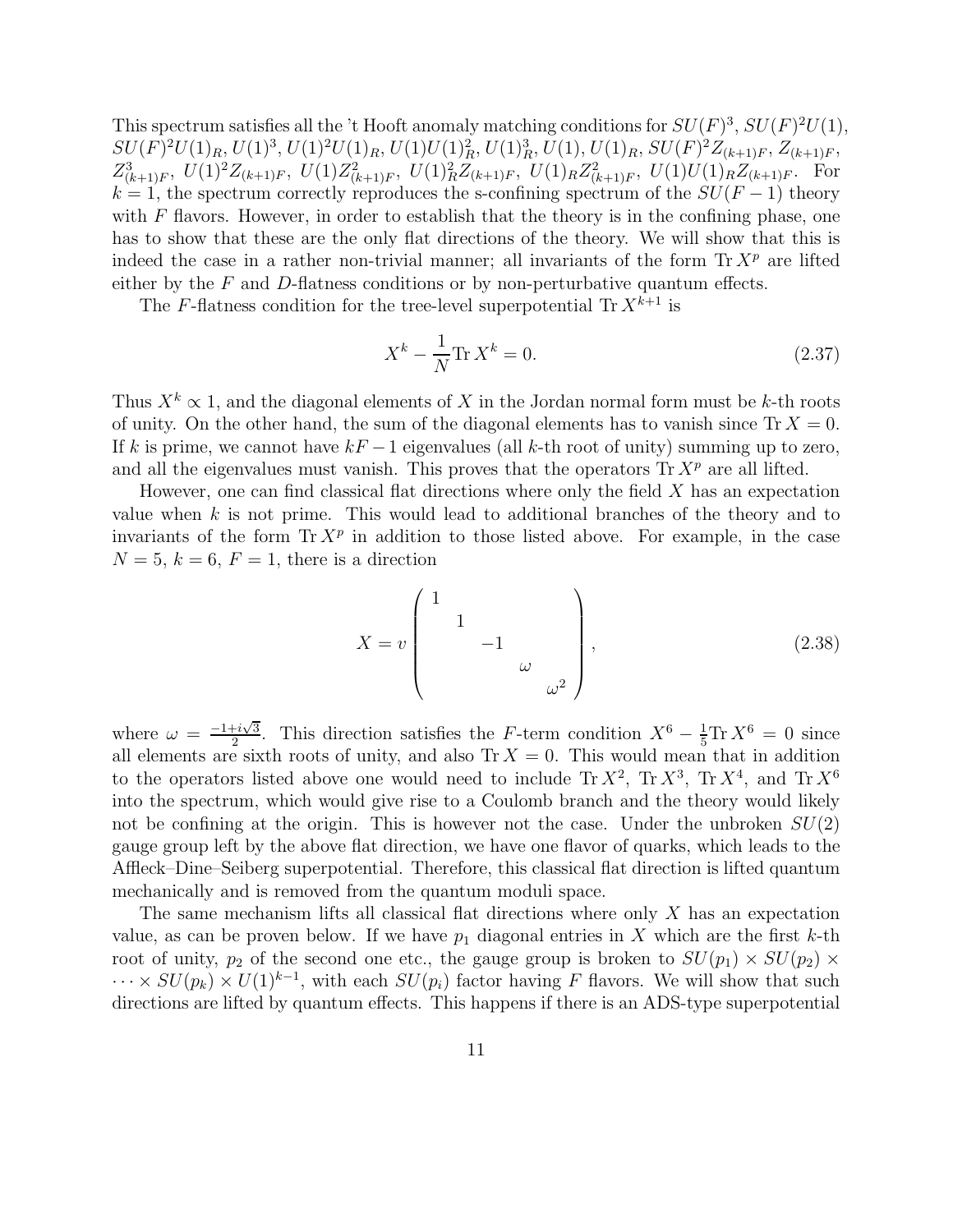This spectrum satisfies all the 't Hooft anomaly matching conditions for $SU(F)^3$, $SU(F)^2U(1)$, $SU(F)^2U(1)_R$, $U(1)^3$, $U(1)^2U(1)_R$, $U(1)U(1)_R^2$, $U(1)_R^3$, $U(1)$, $U(1)_R$, $SU(F)^2Z_{(k+1)F}$, $Z_{(k+1)F}$, $Z_{(k+1)F}^3$, $U(1)^2Z_{(k+1)F}$, $U(1)Z_{(k+1)F}^2$, $U(1)_R^2Z_{(k+1)F}$, $U(1)_RZ_{(k+1)F}^2$, $U(1)U(1)_RZ_{(k+1)F}$. For $k=1$, the spectrum correctly reproduces the s-confining spectrum of the $SU(F-1)$ theory with $F$ flavors. However, in order to establish that the theory is in the confining phase, one has to show that these are the only flat directions of the theory. We will show that this is indeed the case in a rather non-trivial manner; all invariants of the form $\mathrm{Tr}\, X^p$ are lifted either by the $F$ and $D$-flatness conditions or by non-perturbative quantum effects.

The $F$-flatness condition for the tree-level superpotential $\mathrm{Tr}\, X^{k+1}$ is

$$X^k - \frac{1}{N}\mathrm{Tr}\, X^k = 0. \tag{2.37}$$

Thus $X^k \propto 1$, and the diagonal elements of $X$ in the Jordan normal form must be $k$-th roots of unity. On the other hand, the sum of the diagonal elements has to vanish since $\mathrm{Tr}\, X = 0$. If $k$ is prime, we cannot have $kF-1$ eigenvalues (all $k$-th root of unity) summing up to zero, and all the eigenvalues must vanish. This proves that the operators $\mathrm{Tr}\, X^p$ are all lifted.

However, one can find classical flat directions where only the field $X$ has an expectation value when $k$ is not prime. This would lead to additional branches of the theory and to invariants of the form $\mathrm{Tr}\, X^p$ in addition to those listed above. For example, in the case $N=5$, $k=6$, $F=1$, there is a direction

$$X = v \begin{pmatrix} 1 & & & & \\ & 1 & & & \\ & & -1 & & \\ & & & \omega & \\ & & & & \omega^2 \end{pmatrix}, \tag{2.38}$$

where $\omega = \frac{-1+i\sqrt{3}}{2}$. This direction satisfies the $F$-term condition $X^6 - \frac{1}{5}\mathrm{Tr}\, X^6 = 0$ since all elements are sixth roots of unity, and also $\mathrm{Tr}\, X = 0$. This would mean that in addition to the operators listed above one would need to include $\mathrm{Tr}\, X^2$, $\mathrm{Tr}\, X^3$, $\mathrm{Tr}\, X^4$, and $\mathrm{Tr}\, X^6$ into the spectrum, which would give rise to a Coulomb branch and the theory would likely not be confining at the origin. This is however not the case. Under the unbroken $SU(2)$ gauge group left by the above flat direction, we have one flavor of quarks, which leads to the Affleck–Dine–Seiberg superpotential. Therefore, this classical flat direction is lifted quantum mechanically and is removed from the quantum moduli space.

The same mechanism lifts all classical flat directions where only $X$ has an expectation value, as can be proven below. If we have $p_1$ diagonal entries in $X$ which are the first $k$-th root of unity, $p_2$ of the second one etc., the gauge group is broken to $SU(p_1) \times SU(p_2) \times \cdots \times SU(p_k) \times U(1)^{k-1}$, with each $SU(p_i)$ factor having $F$ flavors. We will show that such directions are lifted by quantum effects. This happens if there is an ADS-type superpotential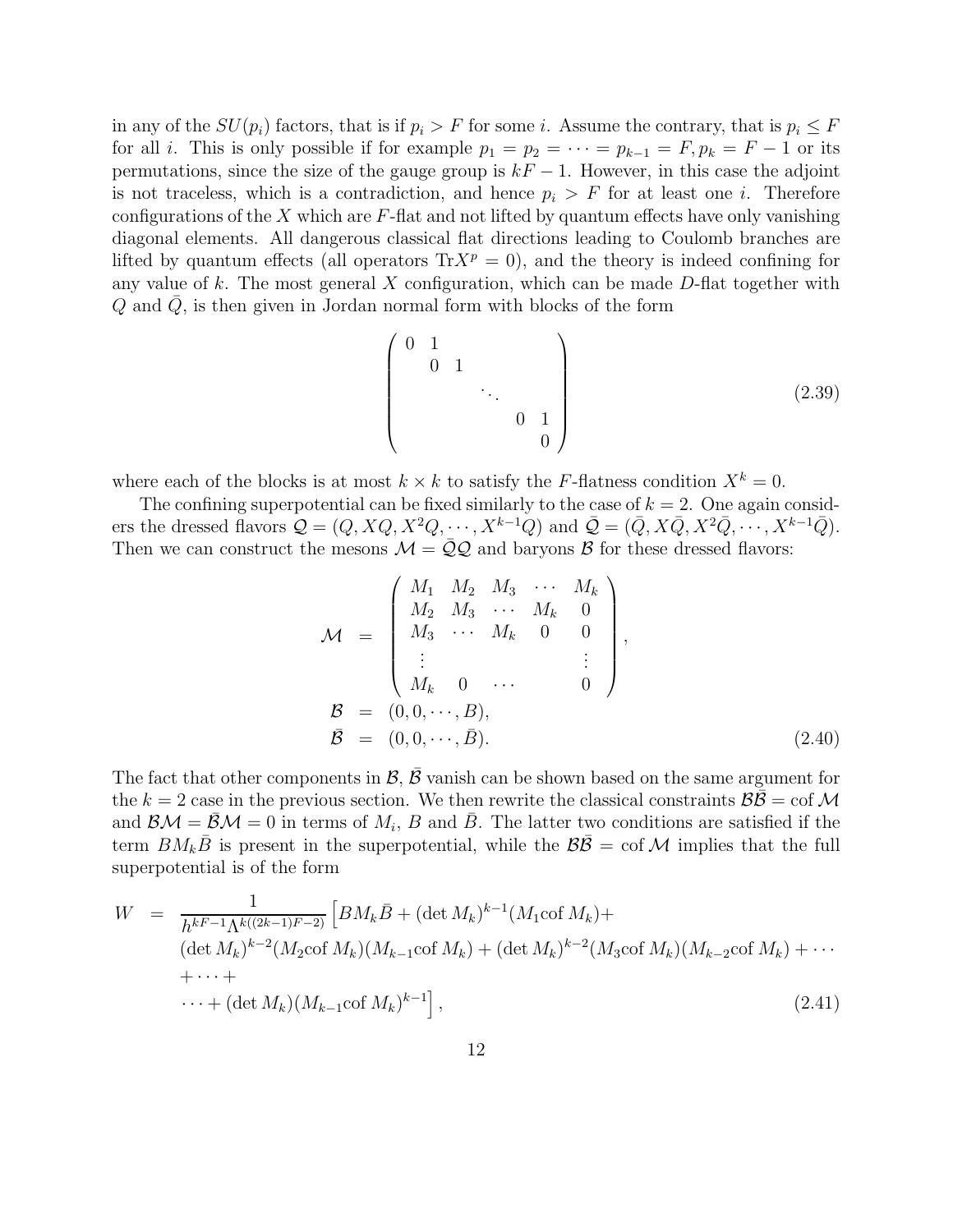in any of the $SU(p_i)$ factors, that is if $p_i > F$ for some $i$. Assume the contrary, that is $p_i \leq F$ for all $i$. This is only possible if for example $p_1 = p_2 = \cdots = p_{k-1} = F, p_k = F-1$ or its permutations, since the size of the gauge group is $kF-1$. However, in this case the adjoint is not traceless, which is a contradiction, and hence $p_i > F$ for at least one $i$. Therefore configurations of the $X$ which are $F$-flat and not lifted by quantum effects have only vanishing diagonal elements. All dangerous classical flat directions leading to Coulomb branches are lifted by quantum effects (all operators $\mathrm{Tr}X^p = 0$), and the theory is indeed confining for any value of $k$. The most general $X$ configuration, which can be made $D$-flat together with $Q$ and $\bar{Q}$, is then given in Jordan normal form with blocks of the form

$$
\begin{pmatrix}
0 & 1 & & & & \\
 & 0 & 1 & & & \\
 & & & \ddots & & \\
 & & & & 0 & 1 \\
 & & & & & 0
\end{pmatrix}
\tag{2.39}
$$

where each of the blocks is at most $k \times k$ to satisfy the $F$-flatness condition $X^k = 0$.

The confining superpotential can be fixed similarly to the case of $k = 2$. One again considers the dressed flavors $\mathcal{Q} = (Q, XQ, X^2Q, \cdots, X^{k-1}Q)$ and $\bar{\mathcal{Q}} = (\bar{Q}, X\bar{Q}, X^2\bar{Q}, \cdots, X^{k-1}\bar{Q})$. Then we can construct the mesons $\mathcal{M} = \bar{\mathcal{Q}}\mathcal{Q}$ and baryons $\mathcal{B}$ for these dressed flavors:

$$
\begin{aligned}
\mathcal{M} &= \begin{pmatrix}
M_1 & M_2 & M_3 & \cdots & M_k \\
M_2 & M_3 & \cdots & M_k & 0 \\
M_3 & \cdots & M_k & 0 & 0 \\
\vdots & & & & \vdots \\
M_k & 0 & \cdots & & 0
\end{pmatrix}, \\
\mathcal{B} &= (0, 0, \cdots, B), \\
\bar{\mathcal{B}} &= (0, 0, \cdots, \bar{B}).
\end{aligned}
\tag{2.40}
$$

The fact that other components in $\mathcal{B}$, $\bar{\mathcal{B}}$ vanish can be shown based on the same argument for the $k = 2$ case in the previous section. We then rewrite the classical constraints $\mathcal{B}\bar{\mathcal{B}} = \mathrm{cof}\,\mathcal{M}$ and $\mathcal{B}\mathcal{M} = \bar{\mathcal{B}}\mathcal{M} = 0$ in terms of $M_i$, $B$ and $\bar{B}$. The latter two conditions are satisfied if the term $BM_k\bar{B}$ is present in the superpotential, while the $\mathcal{B}\bar{\mathcal{B}} = \mathrm{cof}\,\mathcal{M}$ implies that the full superpotential is of the form

$$
\begin{aligned}
W &= \frac{1}{h^{kF-1}\Lambda^{k((2k-1)F-2)}} \Big[ BM_k\bar{B} + (\det M_k)^{k-1}(M_1 \mathrm{cof}\, M_k) + \\
&\quad (\det M_k)^{k-2}(M_2 \mathrm{cof}\, M_k)(M_{k-1}\mathrm{cof}\, M_k) + (\det M_k)^{k-2}(M_3 \mathrm{cof}\, M_k)(M_{k-2}\mathrm{cof}\, M_k) + \cdots \\
&\quad + \cdots + \\
&\quad \cdots + (\det M_k)(M_{k-1}\mathrm{cof}\, M_k)^{k-1} \Big],
\end{aligned}
\tag{2.41}
$$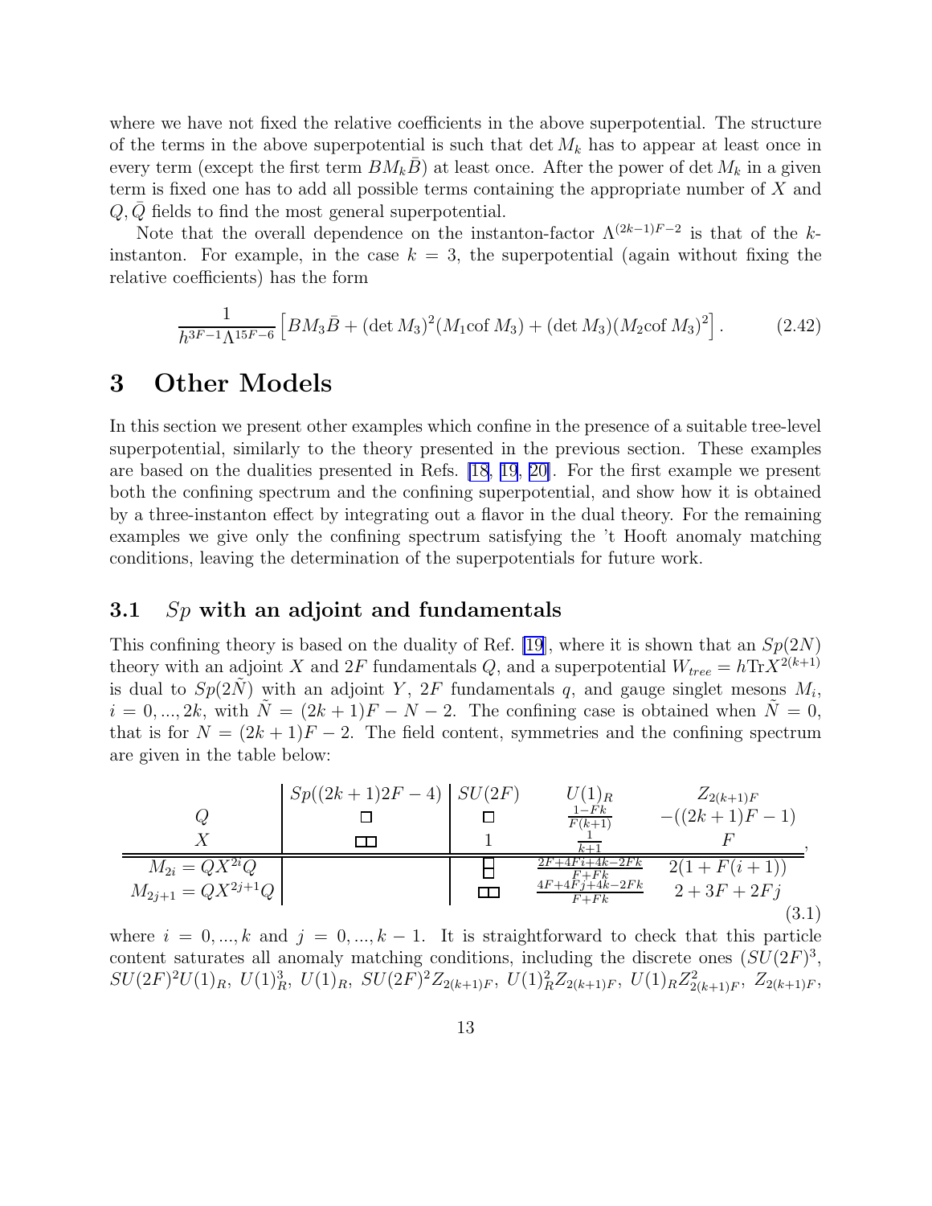where we have not fixed the relative coefficients in the above superpotential. The structure of the terms in the above superpotential is such that $\det M_k$ has to appear at least once in every term (except the first term $BM_k\bar{B}$) at least once. After the power of $\det M_k$ in a given term is fixed one has to add all possible terms containing the appropriate number of $X$ and $Q, \bar{Q}$ fields to find the most general superpotential.

Note that the overall dependence on the instanton-factor $\Lambda^{(2k-1)F-2}$ is that of the $k$-instanton. For example, in the case $k = 3$, the superpotential (again without fixing the relative coefficients) has the form

$$\frac{1}{h^{3F-1}\Lambda^{15F-6}}\left[BM_3\bar{B} + (\det M_3)^2(M_1 \mathrm{cof}\, M_3) + (\det M_3)(M_2 \mathrm{cof}\, M_3)^2\right]. \tag{2.42}$$

# 3 Other Models

In this section we present other examples which confine in the presence of a suitable tree-level superpotential, similarly to the theory presented in the previous section. These examples are based on the dualities presented in Refs. [18, 19, 20]. For the first example we present both the confining spectrum and the confining superpotential, and show how it is obtained by a three-instanton effect by integrating out a flavor in the dual theory. For the remaining examples we give only the confining spectrum satisfying the 't Hooft anomaly matching conditions, leaving the determination of the superpotentials for future work.

## 3.1 $Sp$ with an adjoint and fundamentals

This confining theory is based on the duality of Ref. [19], where it is shown that an $Sp(2N)$ theory with an adjoint $X$ and $2F$ fundamentals $Q$, and a superpotential $W_{tree} = h\mathrm{Tr}X^{2(k+1)}$ is dual to $Sp(2\tilde{N})$ with an adjoint $Y$, $2F$ fundamentals $q$, and gauge singlet mesons $M_i$, $i = 0, ..., 2k$, with $\tilde{N} = (2k+1)F - N - 2$. The confining case is obtained when $\tilde{N} = 0$, that is for $N = (2k+1)F - 2$. The field content, symmetries and the confining spectrum are given in the table below:

| | $Sp((2k+1)2F-4)$ | $SU(2F)$ | $U(1)_R$ | $Z_{2(k+1)F}$ |
|---|---|---|---|---|
| $Q$ | $\square$ | $\square$ | $\frac{1-Fk}{F(k+1)}$ | $-((2k+1)F-1)$ |
| $X$ | $\square\square$ | 1 | $\frac{1}{k+1}$ | $F$ |
| $M_{2i} = QX^{2i}Q$ | | $\begin{smallmatrix}\square\\\square\end{smallmatrix}$ | $\frac{2F+4Fi+4k-2Fk}{F+Fk}$ | $2(1+F(i+1))$ |
| $M_{2j+1} = QX^{2j+1}Q$ | | $\square\square$ | $\frac{4F+4Fj+4k-2Fk}{F+Fk}$ | $2+3F+2Fj$ |

(3.1)

where $i = 0, ..., k$ and $j = 0, ..., k-1$. It is straightforward to check that this particle content saturates all anomaly matching conditions, including the discrete ones $(SU(2F))^3$, $SU(2F)^2U(1)_R$, $U(1)_R^3$, $U(1)_R$, $SU(2F)^2 Z_{2(k+1)F}$, $U(1)_R^2 Z_{2(k+1)F}$, $U(1)_R Z_{2(k+1)F}^2$, $Z_{2(k+1)F}$,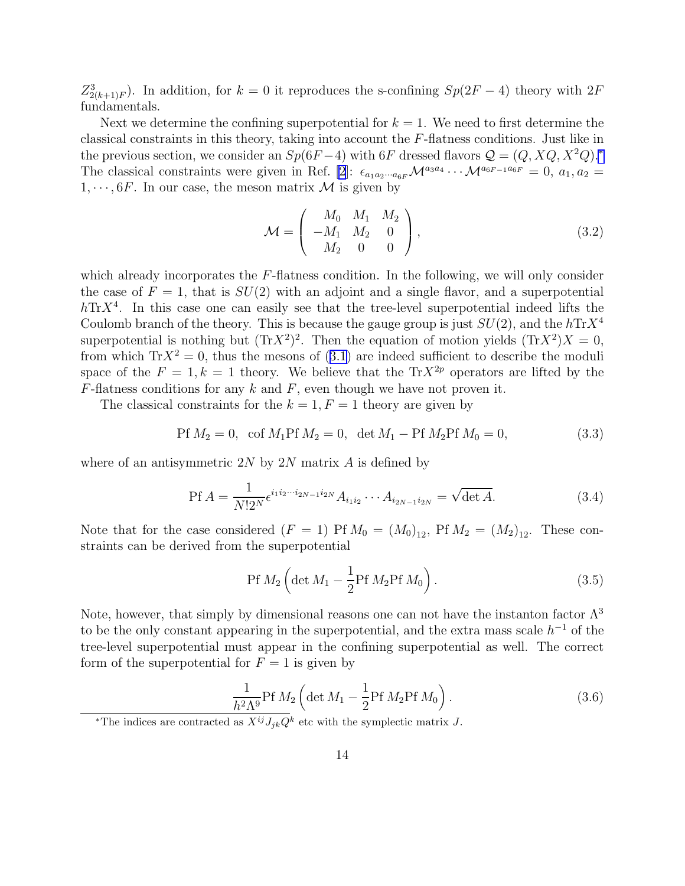$Z^3_{2(k+1)F}$). In addition, for $k = 0$ it reproduces the s-confining $Sp(2F-4)$ theory with $2F$ fundamentals.

Next we determine the confining superpotential for $k = 1$. We need to first determine the classical constraints in this theory, taking into account the $F$-flatness conditions. Just like in the previous section, we consider an $Sp(6F-4)$ with $6F$ dressed flavors $\mathcal{Q} = (Q, XQ, X^2Q)$.* The classical constraints were given in Ref. [2]: $\epsilon_{a_1 a_2 \cdots a_{6F}} \mathcal{M}^{a_3 a_4} \cdots \mathcal{M}^{a_{6F-1} a_{6F}} = 0$, $a_1, a_2 = 1, \cdots, 6F$. In our case, the meson matrix $\mathcal{M}$ is given by

$$\mathcal{M} = \left( \begin{array}{ccc} M_0 & M_1 & M_2 \\ -M_1 & M_2 & 0 \\ M_2 & 0 & 0 \end{array} \right), \tag{3.2}$$

which already incorporates the $F$-flatness condition. In the following, we will only consider the case of $F = 1$, that is $SU(2)$ with an adjoint and a single flavor, and a superpotential $h\mathrm{Tr}X^4$. In this case one can easily see that the tree-level superpotential indeed lifts the Coulomb branch of the theory. This is because the gauge group is just $SU(2)$, and the $h\mathrm{Tr}X^4$ superpotential is nothing but $(\mathrm{Tr}X^2)^2$. Then the equation of motion yields $(\mathrm{Tr}X^2)X = 0$, from which $\mathrm{Tr}X^2 = 0$, thus the mesons of (3.1) are indeed sufficient to describe the moduli space of the $F = 1, k = 1$ theory. We believe that the $\mathrm{Tr}X^{2p}$ operators are lifted by the $F$-flatness conditions for any $k$ and $F$, even though we have not proven it.

The classical constraints for the $k = 1, F = 1$ theory are given by

$$\mathrm{Pf}\, M_2 = 0, \;\; \mathrm{cof}\, M_1 \mathrm{Pf}\, M_2 = 0, \;\; \det M_1 - \mathrm{Pf}\, M_2 \mathrm{Pf}\, M_0 = 0, \tag{3.3}$$

where of an antisymmetric $2N$ by $2N$ matrix $A$ is defined by

$$\mathrm{Pf}\, A = \frac{1}{N! 2^N} \epsilon^{i_1 i_2 \cdots i_{2N-1} i_{2N}} A_{i_1 i_2} \cdots A_{i_{2N-1} i_{2N}} = \sqrt{\det A}. \tag{3.4}$$

Note that for the case considered ($F = 1$) $\mathrm{Pf}\, M_0 = (M_0)_{12}$, $\mathrm{Pf}\, M_2 = (M_2)_{12}$. These constraints can be derived from the superpotential

$$\mathrm{Pf}\, M_2 \left( \det M_1 - \frac{1}{2} \mathrm{Pf}\, M_2 \mathrm{Pf}\, M_0 \right). \tag{3.5}$$

Note, however, that simply by dimensional reasons one can not have the instanton factor $\Lambda^3$ to be the only constant appearing in the superpotential, and the extra mass scale $h^{-1}$ of the tree-level superpotential must appear in the confining superpotential as well. The correct form of the superpotential for $F = 1$ is given by

$$\frac{1}{h^2 \Lambda^9} \mathrm{Pf}\, M_2 \left( \det M_1 - \frac{1}{2} \mathrm{Pf}\, M_2 \mathrm{Pf}\, M_0 \right). \tag{3.6}$$

*The indices are contracted as $X^{ij} J_{jk} Q^k$ etc with the symplectic matrix $J$.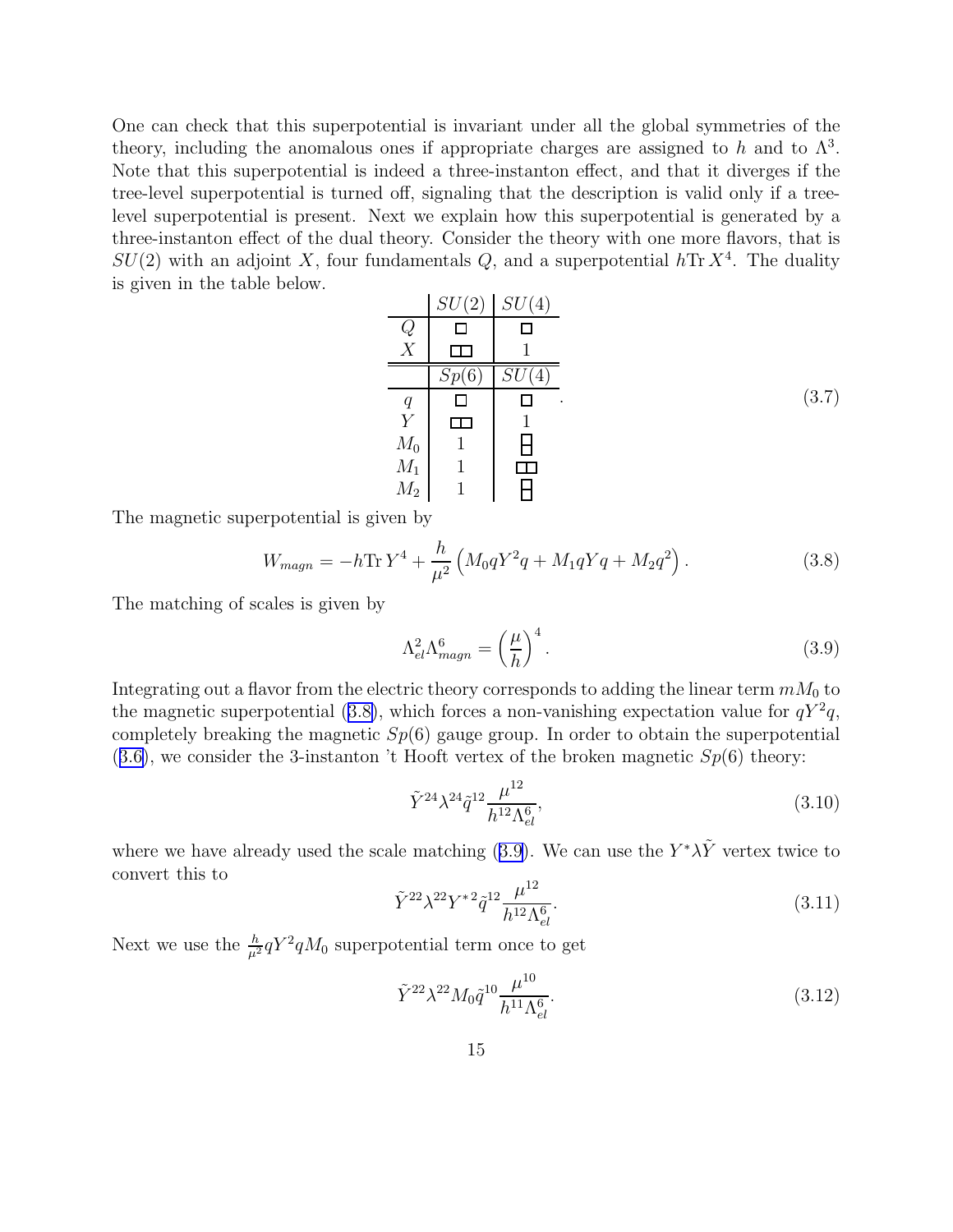One can check that this superpotential is invariant under all the global symmetries of the theory, including the anomalous ones if appropriate charges are assigned to $h$ and to $\Lambda^3$. Note that this superpotential is indeed a three-instanton effect, and that it diverges if the tree-level superpotential is turned off, signaling that the description is valid only if a tree-level superpotential is present. Next we explain how this superpotential is generated by a three-instanton effect of the dual theory. Consider the theory with one more flavors, that is $SU(2)$ with an adjoint $X$, four fundamentals $Q$, and a superpotential $h\mathrm{Tr}\,X^4$. The duality is given in the table below.

$$
\begin{array}{c|c|c}
 & SU(2) & SU(4) \\
\hline
Q & \square & \square \\
X & \square\!\square & 1 \\
\hline\hline
 & Sp(6) & SU(4) \\
\hline
q & \square & \square \\
Y & \square\!\square & 1 \\
M_0 & 1 & \begin{smallmatrix}\square\\ \square\end{smallmatrix} \\
M_1 & 1 & \square\!\square \\
M_2 & 1 & \begin{smallmatrix}\square\\ \square\end{smallmatrix}
\end{array}
\quad . \tag{3.7}
$$

The magnetic superpotential is given by

$$
W_{magn} = -h\mathrm{Tr}\,Y^4 + \frac{h}{\mu^2}\left(M_0 qY^2q + M_1 qYq + M_2 q^2\right). \tag{3.8}
$$

The matching of scales is given by

$$
\Lambda_{el}^2 \Lambda_{magn}^6 = \left(\frac{\mu}{h}\right)^4. \tag{3.9}
$$

Integrating out a flavor from the electric theory corresponds to adding the linear term $mM_0$ to the magnetic superpotential (3.8), which forces a non-vanishing expectation value for $qY^2q$, completely breaking the magnetic $Sp(6)$ gauge group. In order to obtain the superpotential (3.6), we consider the 3-instanton 't Hooft vertex of the broken magnetic $Sp(6)$ theory:

$$
\tilde{Y}^{24}\lambda^{24}\tilde{q}^{12}\frac{\mu^{12}}{h^{12}\Lambda_{el}^6}, \tag{3.10}
$$

where we have already used the scale matching (3.9). We can use the $Y^*\lambda\tilde{Y}$ vertex twice to convert this to

$$
\tilde{Y}^{22}\lambda^{22}Y^{*2}\tilde{q}^{12}\frac{\mu^{12}}{h^{12}\Lambda_{el}^6}. \tag{3.11}
$$

Next we use the $\frac{h}{\mu^2}qY^2qM_0$ superpotential term once to get

$$
\tilde{Y}^{22}\lambda^{22}M_0\tilde{q}^{10}\frac{\mu^{10}}{h^{11}\Lambda_{el}^6}. \tag{3.12}
$$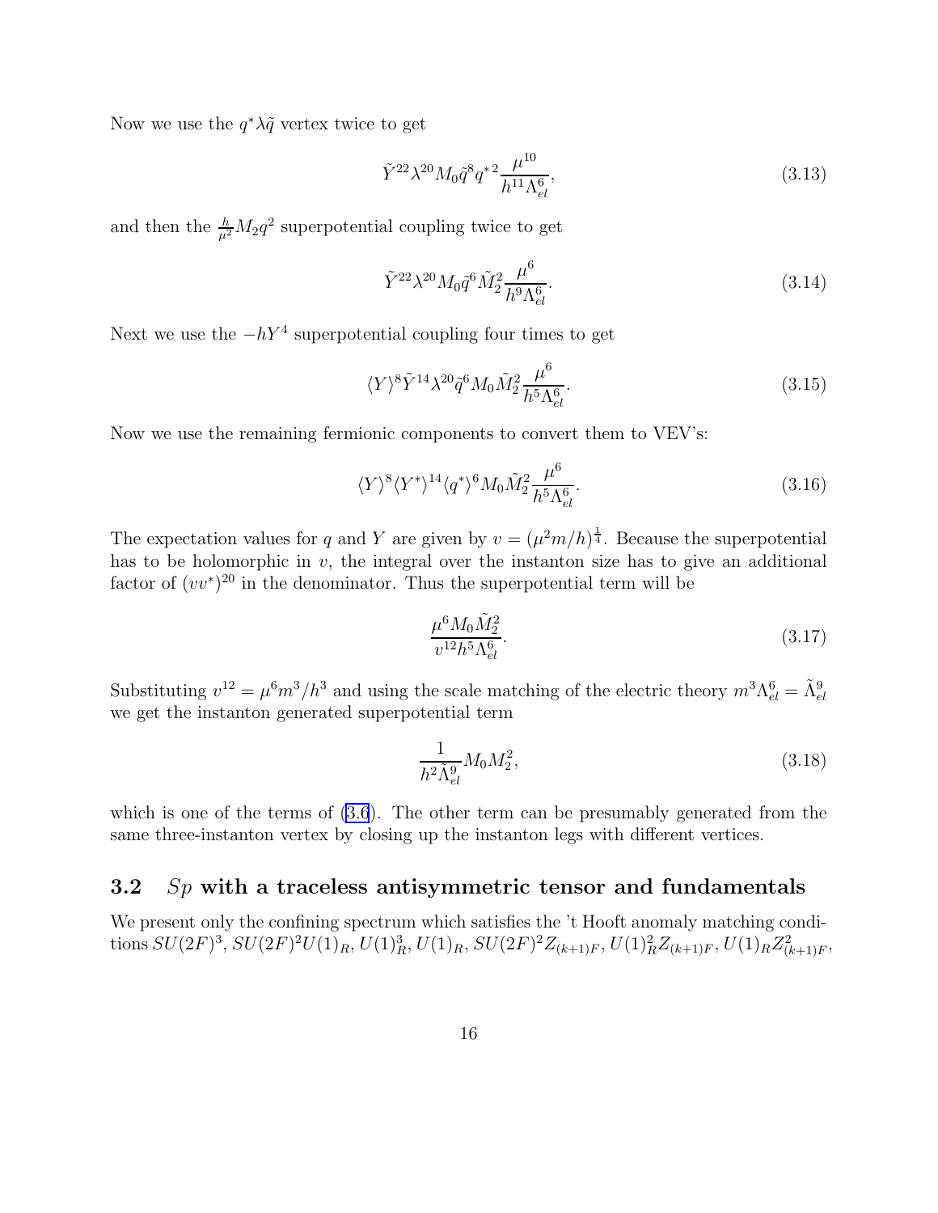Now we use the $q^*\lambda\tilde{q}$ vertex twice to get

$$\tilde{Y}^{22}\lambda^{20}M_0\tilde{q}^8 q^{*2}\frac{\mu^{10}}{h^{11}\Lambda_{el}^6}, \tag{3.13}$$

and then the $\frac{h}{\mu^2}M_2q^2$ superpotential coupling twice to get

$$\tilde{Y}^{22}\lambda^{20}M_0\tilde{q}^6\tilde{M}_2^2\frac{\mu^6}{h^9\Lambda_{el}^6}. \tag{3.14}$$

Next we use the $-hY^4$ superpotential coupling four times to get

$$\langle Y\rangle^8\tilde{Y}^{14}\lambda^{20}\tilde{q}^6M_0\tilde{M}_2^2\frac{\mu^6}{h^5\Lambda_{el}^6}. \tag{3.15}$$

Now we use the remaining fermionic components to convert them to VEV's:

$$\langle Y\rangle^8\langle Y^*\rangle^{14}\langle q^*\rangle^6M_0\tilde{M}_2^2\frac{\mu^6}{h^5\Lambda_{el}^6}. \tag{3.16}$$

The expectation values for $q$ and $Y$ are given by $v=(\mu^2 m/h)^{\frac{1}{4}}$. Because the superpotential has to be holomorphic in $v$, the integral over the instanton size has to give an additional factor of $(vv^*)^{20}$ in the denominator. Thus the superpotential term will be

$$\frac{\mu^6M_0\tilde{M}_2^2}{v^{12}h^5\Lambda_{el}^6}. \tag{3.17}$$

Substituting $v^{12}=\mu^6m^3/h^3$ and using the scale matching of the electric theory $m^3\Lambda_{el}^6=\tilde{\Lambda}_{el}^9$ we get the instanton generated superpotential term

$$\frac{1}{h^2\tilde{\Lambda}_{el}^9}M_0M_2^2, \tag{3.18}$$

which is one of the terms of (3.6). The other term can be presumably generated from the same three-instanton vertex by closing up the instanton legs with different vertices.

### 3.2 $Sp$ with a traceless antisymmetric tensor and fundamentals

We present only the confining spectrum which satisfies the 't Hooft anomaly matching conditions $SU(2F)^3$, $SU(2F)^2U(1)_R$, $U(1)_R^3$, $U(1)_R$, $SU(2F)^2Z_{(k+1)F}$, $U(1)_R^2Z_{(k+1)F}$, $U(1)_RZ_{(k+1)F}^2$,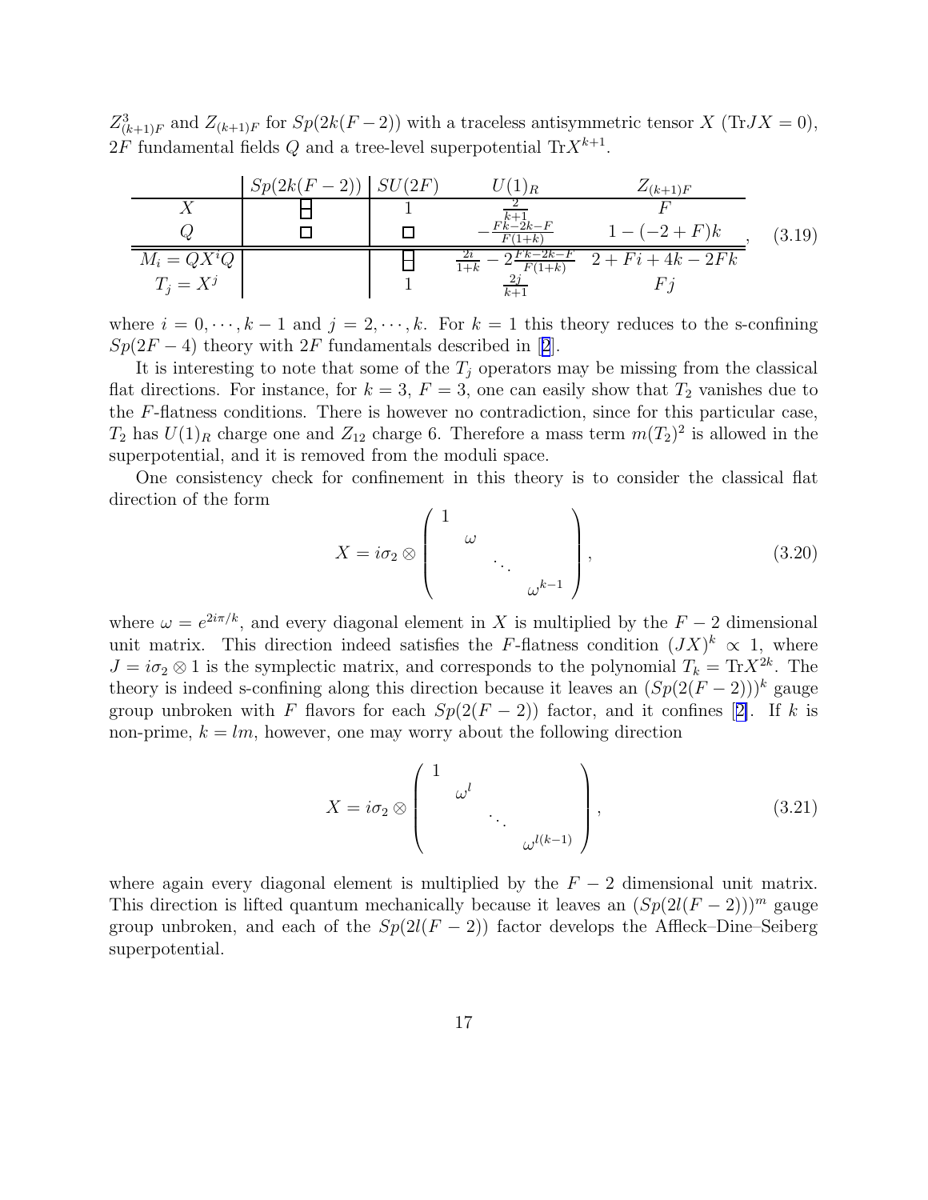$Z^3_{(k+1)F}$ and $Z_{(k+1)F}$ for $Sp(2k(F-2))$ with a traceless antisymmetric tensor $X$ ($\text{Tr}JX = 0$), $2F$ fundamental fields $Q$ and a tree-level superpotential $\text{Tr}X^{k+1}$.

$$
\begin{array}{c|c|c|c|c}
 & Sp(2k(F-2)) & SU(2F) & U(1)_R & Z_{(k+1)F} \\
\hline
X & \begin{smallmatrix}\square\\[-2pt]\square\end{smallmatrix} & 1 & \frac{2}{k+1} & F \\
Q & \square & \square & -\frac{Fk-2k-F}{F(1+k)} & 1-(-2+F)k \\
\hline\hline
M_i = QX^iQ & & \begin{smallmatrix}\square\\[-2pt]\square\end{smallmatrix} & \frac{2i}{1+k} - 2\frac{Fk-2k-F}{F(1+k)} & 2+Fi+4k-2Fk \\
T_j = X^j & & 1 & \frac{2j}{k+1} & Fj
\end{array}, \qquad (3.19)
$$

where $i = 0, \cdots, k-1$ and $j = 2, \cdots, k$. For $k = 1$ this theory reduces to the s-confining $Sp(2F-4)$ theory with $2F$ fundamentals described in [2].

It is interesting to note that some of the $T_j$ operators may be missing from the classical flat directions. For instance, for $k = 3$, $F = 3$, one can easily show that $T_2$ vanishes due to the $F$-flatness conditions. There is however no contradiction, since for this particular case, $T_2$ has $U(1)_R$ charge one and $Z_{12}$ charge 6. Therefore a mass term $m(T_2)^2$ is allowed in the superpotential, and it is removed from the moduli space.

One consistency check for confinement in this theory is to consider the classical flat direction of the form

$$
X = i\sigma_2 \otimes \begin{pmatrix} 1 & & & \\ & \omega & & \\ & & \ddots & \\ & & & \omega^{k-1} \end{pmatrix}, \qquad (3.20)
$$

where $\omega = e^{2i\pi/k}$, and every diagonal element in $X$ is multiplied by the $F-2$ dimensional unit matrix. This direction indeed satisfies the $F$-flatness condition $(JX)^k \propto 1$, where $J = i\sigma_2 \otimes 1$ is the symplectic matrix, and corresponds to the polynomial $T_k = \text{Tr}X^{2k}$. The theory is indeed s-confining along this direction because it leaves an $(Sp(2(F-2)))^k$ gauge group unbroken with $F$ flavors for each $Sp(2(F-2))$ factor, and it confines [2]. If $k$ is non-prime, $k = lm$, however, one may worry about the following direction

$$
X = i\sigma_2 \otimes \begin{pmatrix} 1 & & & \\ & \omega^l & & \\ & & \ddots & \\ & & & \omega^{l(k-1)} \end{pmatrix}, \qquad (3.21)
$$

where again every diagonal element is multiplied by the $F-2$ dimensional unit matrix. This direction is lifted quantum mechanically because it leaves an $(Sp(2l(F-2)))^m$ gauge group unbroken, and each of the $Sp(2l(F-2))$ factor develops the Affleck–Dine–Seiberg superpotential.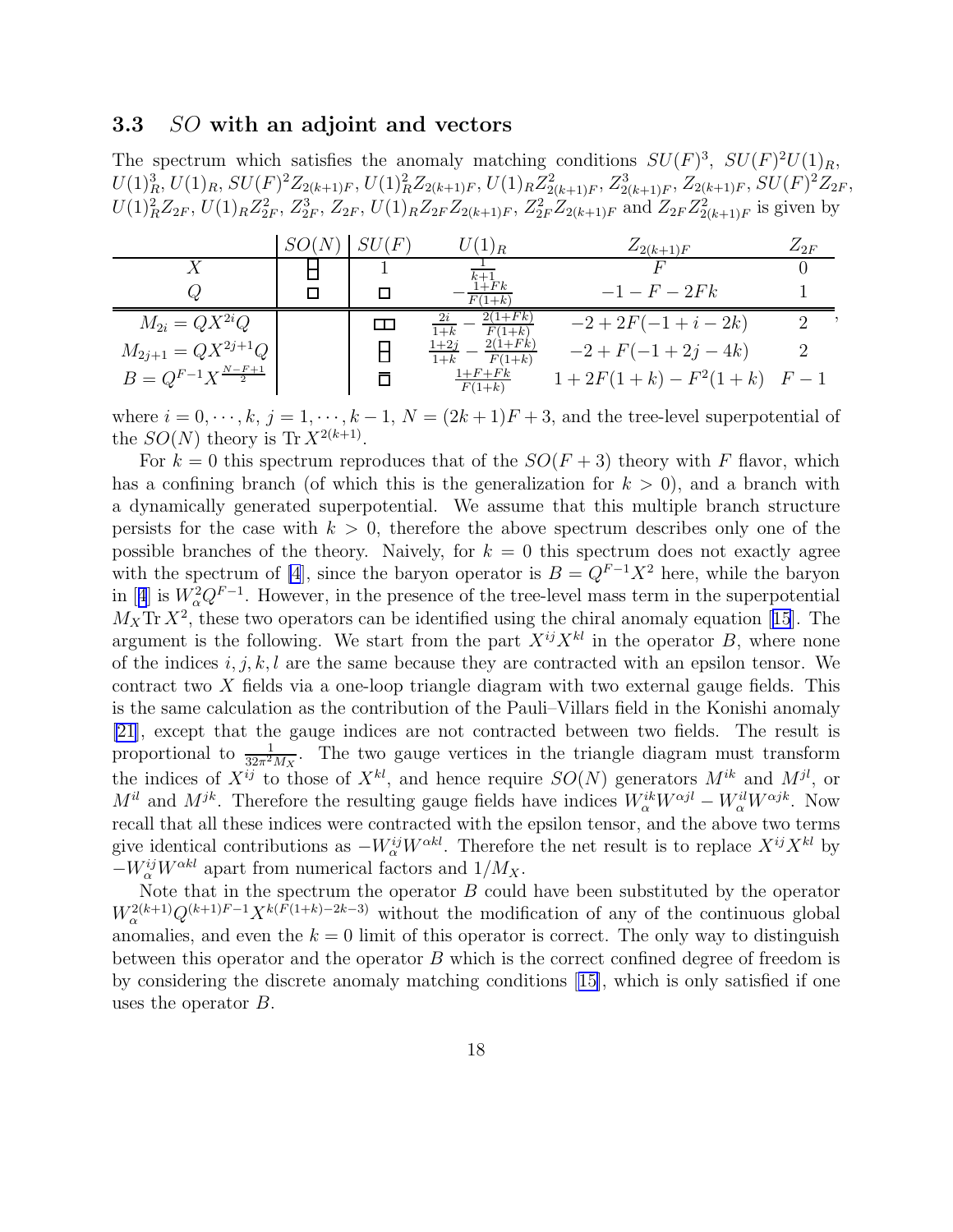### 3.3 $SO$ with an adjoint and vectors

The spectrum which satisfies the anomaly matching conditions $SU(F)^3$, $SU(F)^2U(1)_R$, $U(1)_R^3$, $U(1)_R$, $SU(F)^2Z_{2(k+1)F}$, $U(1)_R^2Z_{2(k+1)F}$, $U(1)_RZ_{2(k+1)F}^2$, $Z_{2(k+1)F}^3$, $Z_{2(k+1)F}$, $SU(F)^2Z_{2F}$, $U(1)_R^2Z_{2F}$, $U(1)_RZ_{2F}^2$, $Z_{2F}^3$, $Z_{2F}$, $U(1)_RZ_{2F}Z_{2(k+1)F}$, $Z_{2F}^2Z_{2(k+1)F}$ and $Z_{2F}Z_{2(k+1)F}^2$ is given by

| | $SO(N)$ | $SU(F)$ | $U(1)_R$ | $Z_{2(k+1)F}$ | $Z_{2F}$ |
|---|---|---|---|---|---|
| $X$ | $\begin{smallmatrix}\square\\\square\end{smallmatrix}$ | 1 | $\frac{1}{k+1}$ | $F$ | 0 |
| $Q$ | $\square$ | $\square$ | $-\frac{1+Fk}{F(1+k)}$ | $-1-F-2Fk$ | 1 |
| $M_{2i}=QX^{2i}Q$ | | $\square\square$ | $\frac{2i}{1+k}-\frac{2(1+Fk)}{F(1+k)}$ | $-2+2F(-1+i-2k)$ | 2 |
| $M_{2j+1}=QX^{2j+1}Q$ | | $\begin{smallmatrix}\square\\\square\end{smallmatrix}$ | $\frac{1+2j}{1+k}-\frac{2(1+Fk)}{F(1+k)}$ | $-2+F(-1+2j-4k)$ | 2 |
| $B=Q^{F-1}X^{\frac{N-F+1}{2}}$ | | $\bar{\square}$ | $\frac{1+F+Fk}{F(1+k)}$ | $1+2F(1+k)-F^2(1+k)$ | $F-1$ |

where $i=0,\cdots,k$, $j=1,\cdots,k-1$, $N=(2k+1)F+3$, and the tree-level superpotential of the $SO(N)$ theory is $\mathrm{Tr}\,X^{2(k+1)}$.

For $k=0$ this spectrum reproduces that of the $SO(F+3)$ theory with $F$ flavor, which has a confining branch (of which this is the generalization for $k>0$), and a branch with a dynamically generated superpotential. We assume that this multiple branch structure persists for the case with $k>0$, therefore the above spectrum describes only one of the possible branches of the theory. Naively, for $k=0$ this spectrum does not exactly agree with the spectrum of [4], since the baryon operator is $B=Q^{F-1}X^2$ here, while the baryon in [4] is $W_\alpha^2Q^{F-1}$. However, in the presence of the tree-level mass term in the superpotential $M_X\mathrm{Tr}\,X^2$, these two operators can be identified using the chiral anomaly equation [15]. The argument is the following. We start from the part $X^{ij}X^{kl}$ in the operator $B$, where none of the indices $i,j,k,l$ are the same because they are contracted with an epsilon tensor. We contract two $X$ fields via a one-loop triangle diagram with two external gauge fields. This is the same calculation as the contribution of the Pauli–Villars field in the Konishi anomaly [21], except that the gauge indices are not contracted between two fields. The result is proportional to $\frac{1}{32\pi^2M_X}$. The two gauge vertices in the triangle diagram must transform the indices of $X^{ij}$ to those of $X^{kl}$, and hence require $SO(N)$ generators $M^{ik}$ and $M^{jl}$, or $M^{il}$ and $M^{jk}$. Therefore the resulting gauge fields have indices $W_\alpha^{ik}W^{\alpha jl}-W_\alpha^{il}W^{\alpha jk}$. Now recall that all these indices were contracted with the epsilon tensor, and the above two terms give identical contributions as $-W_\alpha^{ij}W^{\alpha kl}$. Therefore the net result is to replace $X^{ij}X^{kl}$ by $-W_\alpha^{ij}W^{\alpha kl}$ apart from numerical factors and $1/M_X$.

Note that in the spectrum the operator $B$ could have been substituted by the operator $W_\alpha^{2(k+1)}Q^{(k+1)F-1}X^{k(F(1+k)-2k-3)}$ without the modification of any of the continuous global anomalies, and even the $k=0$ limit of this operator is correct. The only way to distinguish between this operator and the operator $B$ which is the correct confined degree of freedom is by considering the discrete anomaly matching conditions [15], which is only satisfied if one uses the operator $B$.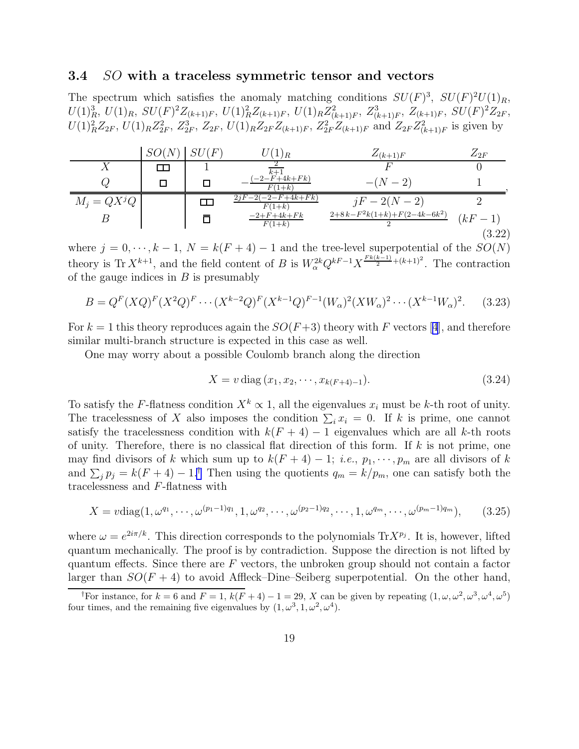### 3.4 $SO$ with a traceless symmetric tensor and vectors

The spectrum which satisfies the anomaly matching conditions $SU(F)^3$, $SU(F)^2U(1)_R$, $U(1)_R^3$, $U(1)_R$, $SU(F)^2Z_{(k+1)F}$, $U(1)_R^2Z_{(k+1)F}$, $U(1)_RZ_{(k+1)F}^2$, $Z_{(k+1)F}^3$, $Z_{(k+1)F}$, $SU(F)^2Z_{2F}$, $U(1)_R^2Z_{2F}$, $U(1)_RZ_{2F}^2$, $Z_{2F}^3$, $Z_{2F}$, $U(1)_RZ_{2F}Z_{(k+1)F}$, $Z_{2F}^2Z_{(k+1)F}$ and $Z_{2F}Z_{(k+1)F}^2$ is given by

| | $SO(N)$ | $SU(F)$ | $U(1)_R$ | $Z_{(k+1)F}$ | $Z_{2F}$ |
|---|---|---|---|---|---|
| $X$ | $\square\!\square$ | $1$ | $\frac{2}{k+1}$ | $F$ | $0$ |
| $Q$ | $\square$ | $\square$ | $-\frac{(-2-F+4k+Fk)}{F(1+k)}$ | $-(N-2)$ | $1$ |
| $M_j = QX^jQ$ | | $\square\!\square$ | $\frac{2jF-2(-2-F+4k+Fk)}{F(1+k)}$ | $jF-2(N-2)$ | $2$ |
| $B$ | | $\bar{\square}$ | $\frac{-2+F+4k+Fk}{F(1+k)}$ | $\frac{2+8k-F^2k(1+k)+F(2-4k-6k^2)}{2}$ | $(kF-1)$ |

(3.22)

where $j = 0, \cdots, k-1$, $N = k(F+4)-1$ and the tree-level superpotential of the $SO(N)$ theory is $\mathrm{Tr}\, X^{k+1}$, and the field content of $B$ is $W_\alpha^{2k}Q^{kF-1}X^{\frac{Fk(k-1)}{2}+(k+1)^2}$. The contraction of the gauge indices in $B$ is presumably

$$B = Q^F(XQ)^F(X^2Q)^F \cdots (X^{k-2}Q)^F(X^{k-1}Q)^{F-1}(W_\alpha)^2(XW_\alpha)^2 \cdots (X^{k-1}W_\alpha)^2. \quad (3.23)$$

For $k = 1$ this theory reproduces again the $SO(F+3)$ theory with $F$ vectors [4], and therefore similar multi-branch structure is expected in this case as well.

One may worry about a possible Coulomb branch along the direction

$$X = v\,\mathrm{diag}\,(x_1, x_2, \cdots, x_{k(F+4)-1}). \quad (3.24)$$

To satisfy the $F$-flatness condition $X^k \propto 1$, all the eigenvalues $x_i$ must be $k$-th root of unity. The tracelessness of $X$ also imposes the condition $\sum_i x_i = 0$. If $k$ is prime, one cannot satisfy the tracelessness condition with $k(F+4)-1$ eigenvalues which are all $k$-th roots of unity. Therefore, there is no classical flat direction of this form. If $k$ is not prime, one may find divisors of $k$ which sum up to $k(F+4)-1$; *i.e.*, $p_1, \cdots, p_m$ are all divisors of $k$ and $\sum_j p_j = k(F+4)-1$.[†] Then using the quotients $q_m = k/p_m$, one can satisfy both the tracelessness and $F$-flatness with

$$X = v\mathrm{diag}(1, \omega^{q_1}, \cdots, \omega^{(p_1-1)q_1}, 1, \omega^{q_2}, \cdots, \omega^{(p_2-1)q_2}, \cdots, 1, \omega^{q_m}, \cdots, \omega^{(p_m-1)q_m}), \quad (3.25)$$

where $\omega = e^{2i\pi/k}$. This direction corresponds to the polynomials $\mathrm{Tr}X^{p_j}$. It is, however, lifted quantum mechanically. The proof is by contradiction. Suppose the direction is not lifted by quantum effects. Since there are $F$ vectors, the unbroken group should not contain a factor larger than $SO(F+4)$ to avoid Affleck–Dine–Seiberg superpotential. On the other hand,

[†]For instance, for $k = 6$ and $F = 1$, $k(F+4)-1 = 29$, $X$ can be given by repeating $(1, \omega, \omega^2, \omega^3, \omega^4, \omega^5)$ four times, and the remaining five eigenvalues by $(1, \omega^3, 1, \omega^2, \omega^4)$.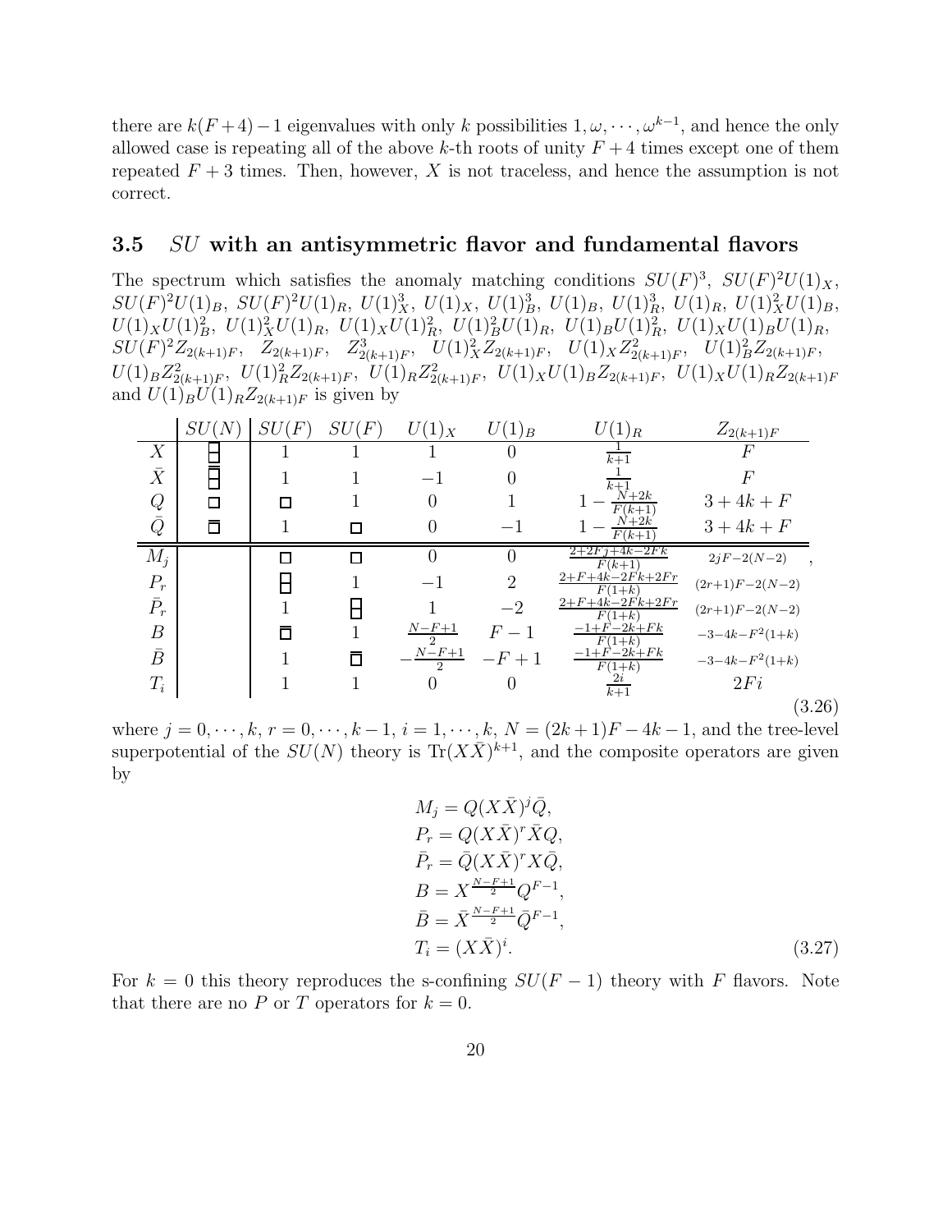there are $k(F+4)-1$ eigenvalues with only $k$ possibilities $1, \omega, \cdots, \omega^{k-1}$, and hence the only allowed case is repeating all of the above $k$-th roots of unity $F+4$ times except one of them repeated $F+3$ times. Then, however, $X$ is not traceless, and hence the assumption is not correct.

### 3.5 $SU$ with an antisymmetric flavor and fundamental flavors

The spectrum which satisfies the anomaly matching conditions $SU(F)^3$, $SU(F)^2U(1)_X$, $SU(F)^2U(1)_B$, $SU(F)^2U(1)_R$, $U(1)_X^3$, $U(1)_X$, $U(1)_B^3$, $U(1)_B$, $U(1)_R^3$, $U(1)_R$, $U(1)_X^2U(1)_B$, $U(1)_XU(1)_B^2$, $U(1)_X^2U(1)_R$, $U(1)_XU(1)_R^2$, $U(1)_B^2U(1)_R$, $U(1)_BU(1)_R^2$, $U(1)_XU(1)_BU(1)_R$, $SU(F)^2Z_{2(k+1)F}$, $Z_{2(k+1)F}$, $Z_{2(k+1)F}^3$, $U(1)_X^2Z_{2(k+1)F}$, $U(1)_XZ_{2(k+1)F}^2$, $U(1)_B^2Z_{2(k+1)F}$, $U(1)_BZ_{2(k+1)F}^2$, $U(1)_R^2Z_{2(k+1)F}$, $U(1)_RZ_{2(k+1)F}^2$, $U(1)_XU(1)_BZ_{2(k+1)F}$, $U(1)_XU(1)_RZ_{2(k+1)F}$ and $U(1)_BU(1)_RZ_{2(k+1)F}$ is given by

| | $SU(N)$ | $SU(F)$ | $SU(F)$ | $U(1)_X$ | $U(1)_B$ | $U(1)_R$ | $Z_{2(k+1)F}$ |
|---|---|---|---|---|---|---|---|
| $X$ | $\begin{smallmatrix}\square\\\square\end{smallmatrix}$ | 1 | 1 | 1 | 0 | $\frac{1}{k+1}$ | $F$ |
| $\bar{X}$ | $\overline{\begin{smallmatrix}\square\\\square\end{smallmatrix}}$ | 1 | 1 | $-1$ | 0 | $\frac{1}{k+1}$ | $F$ |
| $Q$ | $\square$ | $\square$ | 1 | 0 | 1 | $1-\frac{N+2k}{F(k+1)}$ | $3+4k+F$ |
| $\bar{Q}$ | $\overline{\square}$ | 1 | $\square$ | 0 | $-1$ | $1-\frac{N+2k}{F(k+1)}$ | $3+4k+F$ |
| $M_j$ | | $\square$ | $\square$ | 0 | 0 | $\frac{2+2Fj+4k-2Fk}{F(k+1)}$ | $2jF-2(N-2)$ |
| $P_r$ | | $\begin{smallmatrix}\square\\\square\end{smallmatrix}$ | 1 | $-1$ | 2 | $\frac{2+F+4k-2Fk+2Fr}{F(1+k)}$ | $(2r+1)F-2(N-2)$ |
| $\bar{P}_r$ | | 1 | $\begin{smallmatrix}\square\\\square\end{smallmatrix}$ | 1 | $-2$ | $\frac{2+F+4k-2Fk+2Fr}{F(1+k)}$ | $(2r+1)F-2(N-2)$ |
| $B$ | | $\overline{\square}$ | 1 | $\frac{N-F+1}{2}$ | $F-1$ | $\frac{-1+F-2k+Fk}{F(1+k)}$ | $-3-4k-F^2(1+k)$ |
| $\bar{B}$ | | 1 | $\overline{\square}$ | $-\frac{N-F+1}{2}$ | $-F+1$ | $\frac{-1+F-2k+Fk}{F(1+k)}$ | $-3-4k-F^2(1+k)$ |
| $T_i$ | | 1 | 1 | 0 | 0 | $\frac{2i}{k+1}$ | $2Fi$ |

(3.26)

where $j=0,\cdots,k$, $r=0,\cdots,k-1$, $i=1,\cdots,k$, $N=(2k+1)F-4k-1$, and the tree-level superpotential of the $SU(N)$ theory is $\mathrm{Tr}(X\bar{X})^{k+1}$, and the composite operators are given by

$$
\begin{aligned}
M_j &= Q(X\bar{X})^j\bar{Q}, \\
P_r &= Q(X\bar{X})^r\bar{X}Q, \\
\bar{P}_r &= \bar{Q}(X\bar{X})^rX\bar{Q}, \\
B &= X^{\frac{N-F+1}{2}}Q^{F-1}, \\
\bar{B} &= \bar{X}^{\frac{N-F+1}{2}}\bar{Q}^{F-1}, \\
T_i &= (X\bar{X})^i.
\end{aligned}
\tag{3.27}
$$

For $k=0$ this theory reproduces the s-confining $SU(F-1)$ theory with $F$ flavors. Note that there are no $P$ or $T$ operators for $k=0$.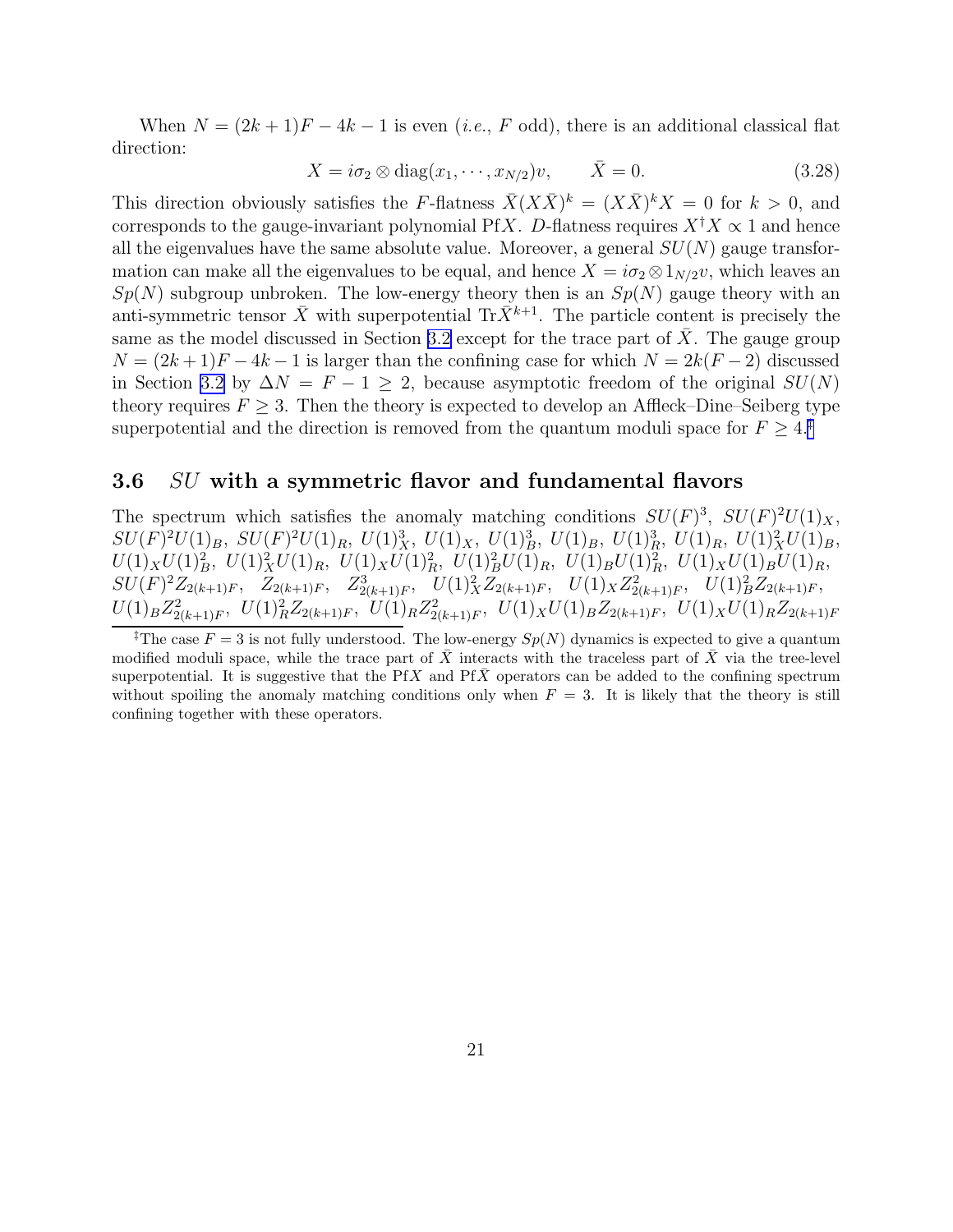When $N = (2k+1)F - 4k - 1$ is even (*i.e.*, $F$ odd), there is an additional classical flat direction:

$$X = i\sigma_2 \otimes \text{diag}(x_1, \cdots, x_{N/2})v, \qquad \bar{X} = 0. \tag{3.28}$$

This direction obviously satisfies the $F$-flatness $\bar{X}(X\bar{X})^k = (X\bar{X})^k X = 0$ for $k > 0$, and corresponds to the gauge-invariant polynomial Pf$X$. $D$-flatness requires $X^\dagger X \propto 1$ and hence all the eigenvalues have the same absolute value. Moreover, a general $SU(N)$ gauge transformation can make all the eigenvalues to be equal, and hence $X = i\sigma_2 \otimes 1_{N/2} v$, which leaves an $Sp(N)$ subgroup unbroken. The low-energy theory then is an $Sp(N)$ gauge theory with an anti-symmetric tensor $\bar{X}$ with superpotential $\text{Tr}\bar{X}^{k+1}$. The particle content is precisely the same as the model discussed in Section 3.2 except for the trace part of $\bar{X}$. The gauge group $N = (2k+1)F - 4k - 1$ is larger than the confining case for which $N = 2k(F-2)$ discussed in Section 3.2 by $\Delta N = F - 1 \geq 2$, because asymptotic freedom of the original $SU(N)$ theory requires $F \geq 3$. Then the theory is expected to develop an Affleck–Dine–Seiberg type superpotential and the direction is removed from the quantum moduli space for $F \geq 4$.[‡]

## 3.6 $SU$ with a symmetric flavor and fundamental flavors

The spectrum which satisfies the anomaly matching conditions $SU(F)^3$, $SU(F)^2U(1)_X$, $SU(F)^2U(1)_B$, $SU(F)^2U(1)_R$, $U(1)_X^3$, $U(1)_X$, $U(1)_B^3$, $U(1)_B$, $U(1)_R^3$, $U(1)_R$, $U(1)_X^2U(1)_B$, $U(1)_XU(1)_B^2$, $U(1)_X^2U(1)_R$, $U(1)_XU(1)_R^2$, $U(1)_B^2U(1)_R$, $U(1)_BU(1)_R^2$, $U(1)_XU(1)_BU(1)_R$, $SU(F)^2Z_{2(k+1)F}$, $Z_{2(k+1)F}$, $Z_{2(k+1)F}^3$, $U(1)_X^2Z_{2(k+1)F}$, $U(1)_XZ_{2(k+1)F}^2$, $U(1)_B^2Z_{2(k+1)F}$, $U(1)_BZ_{2(k+1)F}^2$, $U(1)_R^2Z_{2(k+1)F}$, $U(1)_RZ_{2(k+1)F}^2$, $U(1)_XU(1)_BZ_{2(k+1)F}$, $U(1)_XU(1)_RZ_{2(k+1)F}$

[‡]The case $F = 3$ is not fully understood. The low-energy $Sp(N)$ dynamics is expected to give a quantum modified moduli space, while the trace part of $\bar{X}$ interacts with the traceless part of $\bar{X}$ via the tree-level superpotential. It is suggestive that the Pf$X$ and Pf$\bar{X}$ operators can be added to the confining spectrum without spoiling the anomaly matching conditions only when $F = 3$. It is likely that the theory is still confining together with these operators.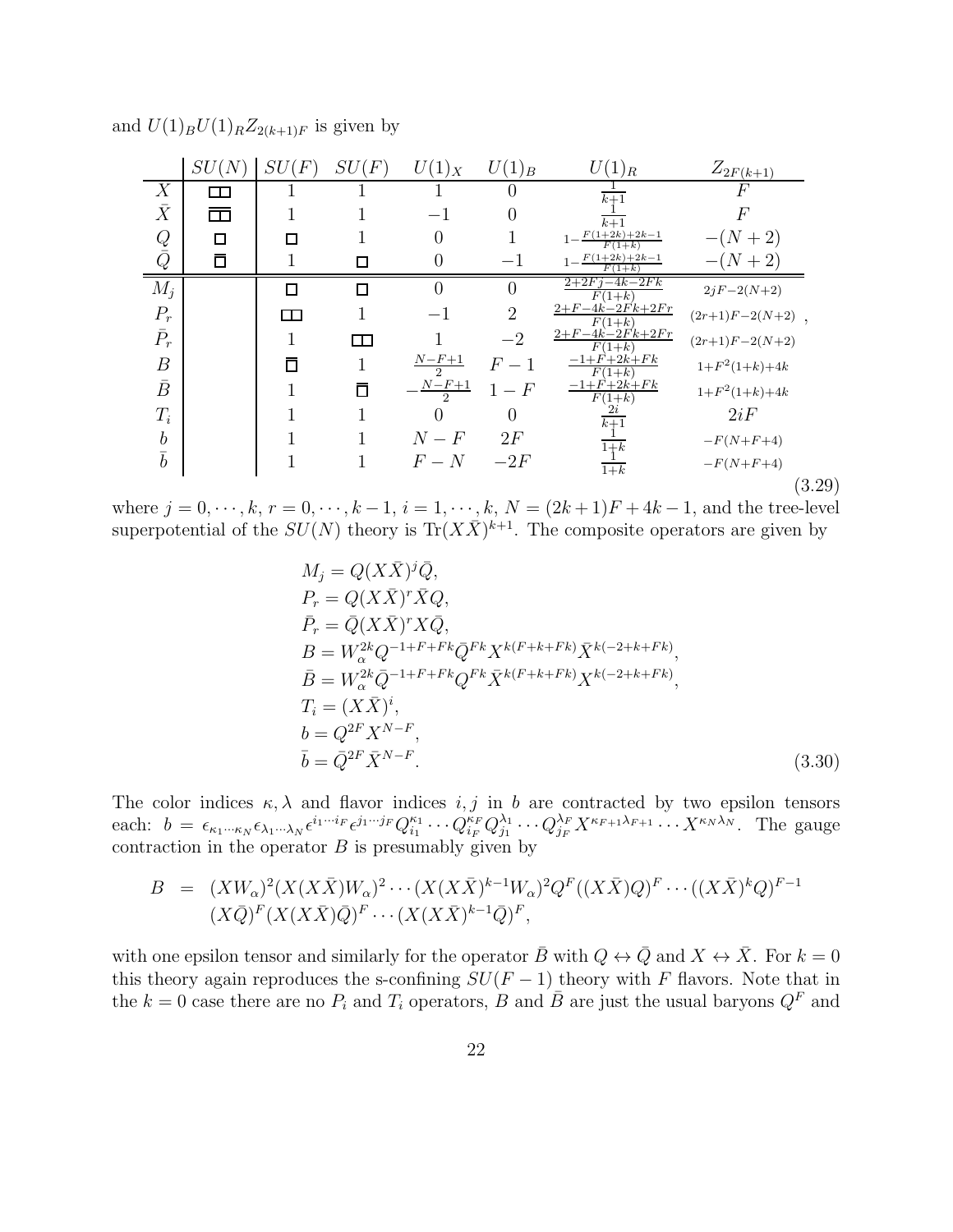and $U(1)_B U(1)_R Z_{2(k+1)F}$ is given by

| | $SU(N)$ | $SU(F)$ | $SU(F)$ | $U(1)_X$ | $U(1)_B$ | $U(1)_R$ | $Z_{2F(k+1)}$ |
|---|---|---|---|---|---|---|---|
| $X$ | $\square\square$ | 1 | 1 | 1 | 0 | $\frac{1}{k+1}$ | $F$ |
| $\bar{X}$ | $\overline{\square\square}$ | 1 | 1 | $-1$ | 0 | $\frac{1}{k+1}$ | $F$ |
| $Q$ | $\square$ | $\square$ | 1 | 0 | 1 | $1-\frac{F(1+2k)+2k-1}{F(1+k)}$ | $-(N+2)$ |
| $\bar{Q}$ | $\overline{\square}$ | 1 | $\square$ | 0 | $-1$ | $1-\frac{F(1+2k)+2k-1}{F(1+k)}$ | $-(N+2)$ |
| $M_j$ | | $\square$ | $\square$ | 0 | 0 | $\frac{2+2Fj-4k-2Fk}{F(1+k)}$ | $2jF-2(N+2)$ |
| $P_r$ | | $\square\square$ | 1 | $-1$ | 2 | $\frac{2+F-4k-2Fk+2Fr}{F(1+k)}$ | $(2r+1)F-2(N+2)$ |
| $\bar{P}_r$ | | 1 | $\square\square$ | 1 | $-2$ | $\frac{2+F-4k-2Fk+2Fr}{F(1+k)}$ | $(2r+1)F-2(N+2)$ |
| $B$ | | $\overline{\square}$ | 1 | $\frac{N-F+1}{2}$ | $F-1$ | $\frac{-1+F+2k+Fk}{F(1+k)}$ | $1+F^2(1+k)+4k$ |
| $\bar{B}$ | | 1 | $\overline{\square}$ | $-\frac{N-F+1}{2}$ | $1-F$ | $\frac{-1+F+2k+Fk}{F(1+k)}$ | $1+F^2(1+k)+4k$ |
| $T_i$ | | 1 | 1 | 0 | 0 | $\frac{2i}{k+1}$ | $2iF$ |
| $b$ | | 1 | 1 | $N-F$ | $2F$ | $\frac{1}{1+k}$ | $-F(N+F+4)$ |
| $\bar{b}$ | | 1 | 1 | $F-N$ | $-2F$ | $\frac{1}{1+k}$ | $-F(N+F+4)$ |

(3.29)

where $j=0,\cdots,k$, $r=0,\cdots,k-1$, $i=1,\cdots,k$, $N=(2k+1)F+4k-1$, and the tree-level superpotential of the $SU(N)$ theory is $\mathrm{Tr}(X\bar{X})^{k+1}$. The composite operators are given by

$$
\begin{aligned}
&M_j = Q(X\bar{X})^j\bar{Q},\\
&P_r = Q(X\bar{X})^r\bar{X}Q,\\
&\bar{P}_r = \bar{Q}(X\bar{X})^r X\bar{Q},\\
&B = W_\alpha^{2k} Q^{-1+F+Fk}\bar{Q}^{Fk}X^{k(F+k+Fk)}\bar{X}^{k(-2+k+Fk)},\\
&\bar{B} = W_\alpha^{2k} \bar{Q}^{-1+F+Fk}Q^{Fk}\bar{X}^{k(F+k+Fk)}X^{k(-2+k+Fk)},\\
&T_i = (X\bar{X})^i,\\
&b = Q^{2F}X^{N-F},\\
&\bar{b} = \bar{Q}^{2F}\bar{X}^{N-F}.
\end{aligned}
\tag{3.30}
$$

The color indices $\kappa,\lambda$ and flavor indices $i,j$ in $b$ are contracted by two epsilon tensors each: $b=\epsilon_{\kappa_1\cdots\kappa_N}\epsilon_{\lambda_1\cdots\lambda_N}\epsilon^{i_1\cdots i_F}\epsilon^{j_1\cdots j_F}Q_{i_1}^{\kappa_1}\cdots Q_{i_F}^{\kappa_F}Q_{j_1}^{\lambda_1}\cdots Q_{j_F}^{\lambda_F}X^{\kappa_{F+1}\lambda_{F+1}}\cdots X^{\kappa_N\lambda_N}$. The gauge contraction in the operator $B$ is presumably given by

$$
\begin{aligned}
B \;=\; & (XW_\alpha)^2(X(X\bar{X})W_\alpha)^2\cdots(X(X\bar{X})^{k-1}W_\alpha)^2Q^F((X\bar{X})Q)^F\cdots((X\bar{X})^kQ)^{F-1}\\
& (X\bar{Q})^F(X(X\bar{X})\bar{Q})^F\cdots(X(X\bar{X})^{k-1}\bar{Q})^F,
\end{aligned}
$$

with one epsilon tensor and similarly for the operator $\bar{B}$ with $Q\leftrightarrow\bar{Q}$ and $X\leftrightarrow\bar{X}$. For $k=0$ this theory again reproduces the s-confining $SU(F-1)$ theory with $F$ flavors. Note that in the $k=0$ case there are no $P_i$ and $T_i$ operators, $B$ and $\bar{B}$ are just the usual baryons $Q^F$ and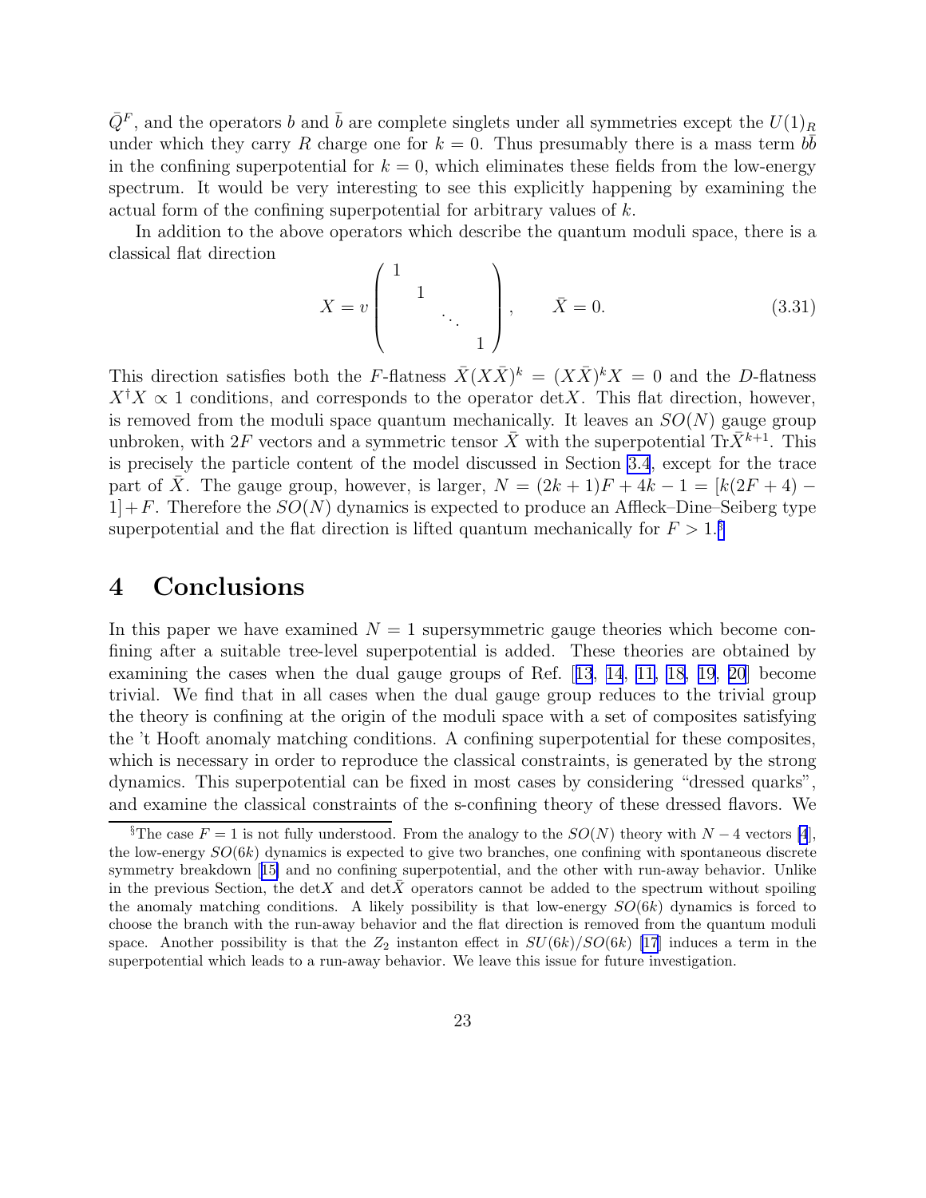$\bar{Q}^F$, and the operators $b$ and $\bar{b}$ are complete singlets under all symmetries except the $U(1)_R$ under which they carry $R$ charge one for $k = 0$. Thus presumably there is a mass term $b\bar{b}$ in the confining superpotential for $k = 0$, which eliminates these fields from the low-energy spectrum. It would be very interesting to see this explicitly happening by examining the actual form of the confining superpotential for arbitrary values of $k$.

In addition to the above operators which describe the quantum moduli space, there is a classical flat direction

$$X = v \begin{pmatrix} 1 & & & \\ & 1 & & \\ & & \ddots & \\ & & & 1 \end{pmatrix}, \qquad \bar{X} = 0. \tag{3.31}$$

This direction satisfies both the $F$-flatness $\bar{X}(X\bar{X})^k = (X\bar{X})^k X = 0$ and the $D$-flatness $X^\dagger X \propto 1$ conditions, and corresponds to the operator $\det X$. This flat direction, however, is removed from the moduli space quantum mechanically. It leaves an $SO(N)$ gauge group unbroken, with $2F$ vectors and a symmetric tensor $\bar{X}$ with the superpotential $\mathrm{Tr}\bar{X}^{k+1}$. This is precisely the particle content of the model discussed in Section 3.4, except for the trace part of $\bar{X}$. The gauge group, however, is larger, $N = (2k+1)F + 4k - 1 = [k(2F+4) - 1] + F$. Therefore the $SO(N)$ dynamics is expected to produce an Affleck–Dine–Seiberg type superpotential and the flat direction is lifted quantum mechanically for $F > 1$.[§]

# 4 Conclusions

In this paper we have examined $N = 1$ supersymmetric gauge theories which become confining after a suitable tree-level superpotential is added. These theories are obtained by examining the cases when the dual gauge groups of Ref. [13, 14, 11, 18, 19, 20] become trivial. We find that in all cases when the dual gauge group reduces to the trivial group the theory is confining at the origin of the moduli space with a set of composites satisfying the 't Hooft anomaly matching conditions. A confining superpotential for these composites, which is necessary in order to reproduce the classical constraints, is generated by the strong dynamics. This superpotential can be fixed in most cases by considering "dressed quarks", and examine the classical constraints of the s-confining theory of these dressed flavors. We

[§]The case $F = 1$ is not fully understood. From the analogy to the $SO(N)$ theory with $N - 4$ vectors [4], the low-energy $SO(6k)$ dynamics is expected to give two branches, one confining with spontaneous discrete symmetry breakdown [15] and no confining superpotential, and the other with run-away behavior. Unlike in the previous Section, the $\det X$ and $\det \bar{X}$ operators cannot be added to the spectrum without spoiling the anomaly matching conditions. A likely possibility is that low-energy $SO(6k)$ dynamics is forced to choose the branch with the run-away behavior and the flat direction is removed from the quantum moduli space. Another possibility is that the $Z_2$ instanton effect in $SU(6k)/SO(6k)$ [17] induces a term in the superpotential which leads to a run-away behavior. We leave this issue for future investigation.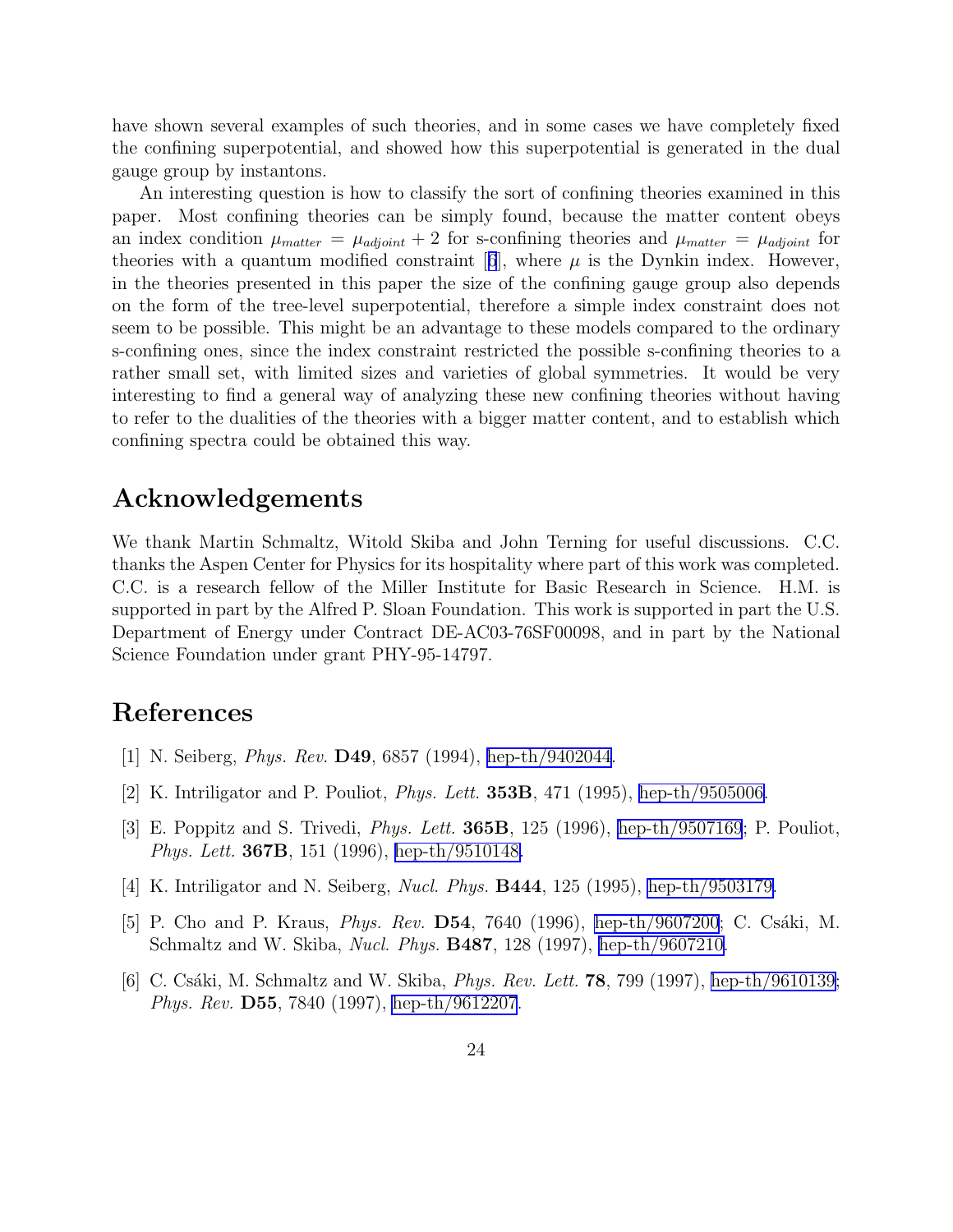have shown several examples of such theories, and in some cases we have completely fixed the confining superpotential, and showed how this superpotential is generated in the dual gauge group by instantons.

An interesting question is how to classify the sort of confining theories examined in this paper. Most confining theories can be simply found, because the matter content obeys an index condition $\mu_{matter} = \mu_{adjoint} + 2$ for s-confining theories and $\mu_{matter} = \mu_{adjoint}$ for theories with a quantum modified constraint [6], where $\mu$ is the Dynkin index. However, in the theories presented in this paper the size of the confining gauge group also depends on the form of the tree-level superpotential, therefore a simple index constraint does not seem to be possible. This might be an advantage to these models compared to the ordinary s-confining ones, since the index constraint restricted the possible s-confining theories to a rather small set, with limited sizes and varieties of global symmetries. It would be very interesting to find a general way of analyzing these new confining theories without having to refer to the dualities of the theories with a bigger matter content, and to establish which confining spectra could be obtained this way.

# Acknowledgements

We thank Martin Schmaltz, Witold Skiba and John Terning for useful discussions. C.C. thanks the Aspen Center for Physics for its hospitality where part of this work was completed. C.C. is a research fellow of the Miller Institute for Basic Research in Science. H.M. is supported in part by the Alfred P. Sloan Foundation. This work is supported in part the U.S. Department of Energy under Contract DE-AC03-76SF00098, and in part by the National Science Foundation under grant PHY-95-14797.

# References

[1] N. Seiberg, *Phys. Rev.* **D49**, 6857 (1994), hep-th/9402044.

[2] K. Intriligator and P. Pouliot, *Phys. Lett.* **353B**, 471 (1995), hep-th/9505006.

[3] E. Poppitz and S. Trivedi, *Phys. Lett.* **365B**, 125 (1996), hep-th/9507169; P. Pouliot, *Phys. Lett.* **367B**, 151 (1996), hep-th/9510148.

[4] K. Intriligator and N. Seiberg, *Nucl. Phys.* **B444**, 125 (1995), hep-th/9503179.

[5] P. Cho and P. Kraus, *Phys. Rev.* **D54**, 7640 (1996), hep-th/9607200; C. Csáki, M. Schmaltz and W. Skiba, *Nucl. Phys.* **B487**, 128 (1997), hep-th/9607210.

[6] C. Csáki, M. Schmaltz and W. Skiba, *Phys. Rev. Lett.* **78**, 799 (1997), hep-th/9610139; *Phys. Rev.* **D55**, 7840 (1997), hep-th/9612207.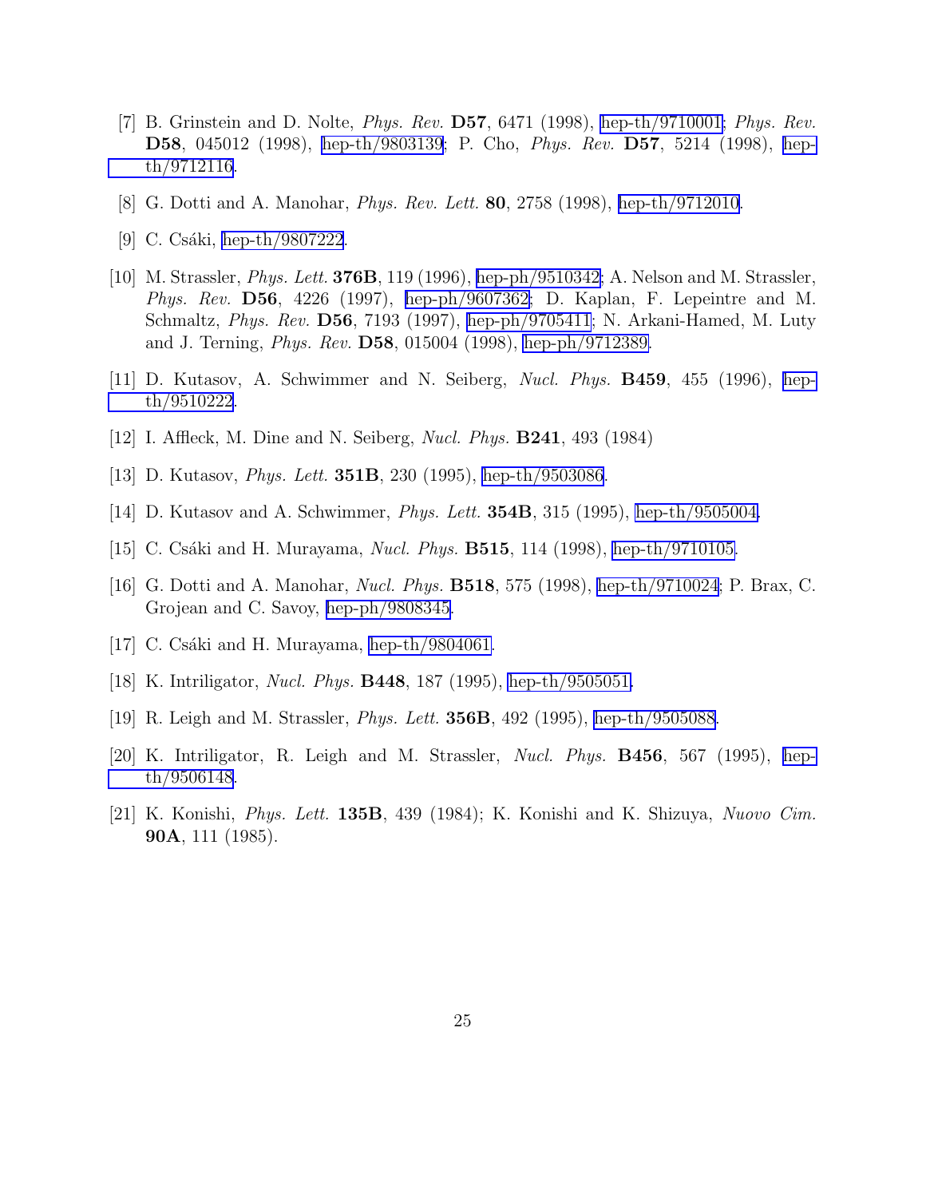[7] B. Grinstein and D. Nolte, *Phys. Rev.* **D57**, 6471 (1998), hep-th/9710001; *Phys. Rev.* **D58**, 045012 (1998), hep-th/9803139; P. Cho, *Phys. Rev.* **D57**, 5214 (1998), hep-th/9712116.

[8] G. Dotti and A. Manohar, *Phys. Rev. Lett.* **80**, 2758 (1998), hep-th/9712010.

[9] C. Csáki, hep-th/9807222.

[10] M. Strassler, *Phys. Lett.* **376B**, 119 (1996), hep-ph/9510342; A. Nelson and M. Strassler, *Phys. Rev.* **D56**, 4226 (1997), hep-ph/9607362; D. Kaplan, F. Lepeintre and M. Schmaltz, *Phys. Rev.* **D56**, 7193 (1997), hep-ph/9705411; N. Arkani-Hamed, M. Luty and J. Terning, *Phys. Rev.* **D58**, 015004 (1998), hep-ph/9712389.

[11] D. Kutasov, A. Schwimmer and N. Seiberg, *Nucl. Phys.* **B459**, 455 (1996), hep-th/9510222.

[12] I. Affleck, M. Dine and N. Seiberg, *Nucl. Phys.* **B241**, 493 (1984)

[13] D. Kutasov, *Phys. Lett.* **351B**, 230 (1995), hep-th/9503086.

[14] D. Kutasov and A. Schwimmer, *Phys. Lett.* **354B**, 315 (1995), hep-th/9505004.

[15] C. Csáki and H. Murayama, *Nucl. Phys.* **B515**, 114 (1998), hep-th/9710105.

[16] G. Dotti and A. Manohar, *Nucl. Phys.* **B518**, 575 (1998), hep-th/9710024; P. Brax, C. Grojean and C. Savoy, hep-ph/9808345.

[17] C. Csáki and H. Murayama, hep-th/9804061.

[18] K. Intriligator, *Nucl. Phys.* **B448**, 187 (1995), hep-th/9505051.

[19] R. Leigh and M. Strassler, *Phys. Lett.* **356B**, 492 (1995), hep-th/9505088.

[20] K. Intriligator, R. Leigh and M. Strassler, *Nucl. Phys.* **B456**, 567 (1995), hep-th/9506148.

[21] K. Konishi, *Phys. Lett.* **135B**, 439 (1984); K. Konishi and K. Shizuya, *Nuovo Cim.* **90A**, 111 (1985).